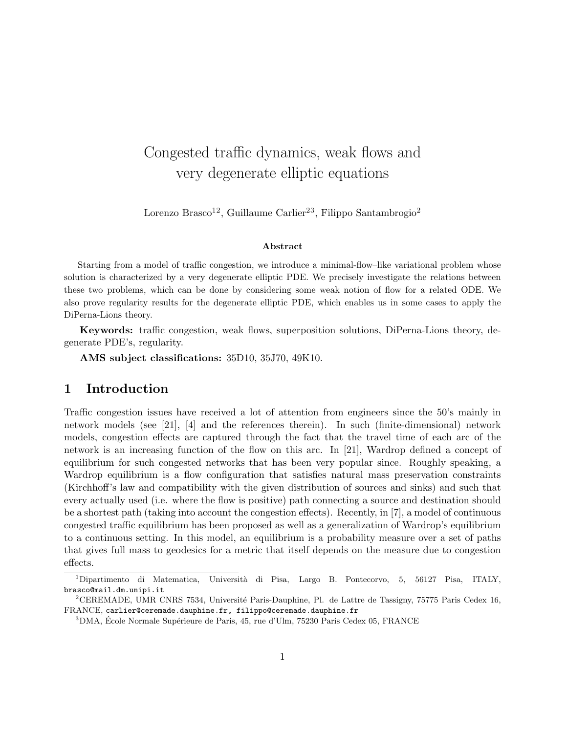# Congested traffic dynamics, weak flows and very degenerate elliptic equations

Lorenzo Brasco[12], Guillaume Carlier[23], Filippo Santambrogio[2]

### Abstract

Starting from a model of traffic congestion, we introduce a minimal-flow–like variational problem whose solution is characterized by a very degenerate elliptic PDE. We precisely investigate the relations between these two problems, which can be done by considering some weak notion of flow for a related ODE. We also prove regularity results for the degenerate elliptic PDE, which enables us in some cases to apply the DiPerna-Lions theory.

**Keywords:** traffic congestion, weak flows, superposition solutions, DiPerna-Lions theory, degenerate PDE's, regularity.

**AMS subject classifications:** 35D10, 35J70, 49K10.

## 1 Introduction

Traffic congestion issues have received a lot of attention from engineers since the 50's mainly in network models (see [21], [4] and the references therein). In such (finite-dimensional) network models, congestion effects are captured through the fact that the travel time of each arc of the network is an increasing function of the flow on this arc. In [21], Wardrop defined a concept of equilibrium for such congested networks that has been very popular since. Roughly speaking, a Wardrop equilibrium is a flow configuration that satisfies natural mass preservation constraints (Kirchhoff's law and compatibility with the given distribution of sources and sinks) and such that every actually used (i.e. where the flow is positive) path connecting a source and destination should be a shortest path (taking into account the congestion effects). Recently, in [7], a model of continuous congested traffic equilibrium has been proposed as well as a generalization of Wardrop's equilibrium to a continuous setting. In this model, an equilibrium is a probability measure over a set of paths that gives full mass to geodesics for a metric that itself depends on the measure due to congestion effects.

---

[1] Dipartimento di Matematica, Università di Pisa, Largo B. Pontecorvo, 5, 56127 Pisa, ITALY, brasco@mail.dm.unipi.it

[2] CEREMADE, UMR CNRS 7534, Université Paris-Dauphine, Pl. de Lattre de Tassigny, 75775 Paris Cedex 16, FRANCE, carlier@ceremade.dauphine.fr, filippo@ceremade.dauphine.fr

[3] DMA, École Normale Supérieure de Paris, 45, rue d'Ulm, 75230 Paris Cedex 05, FRANCE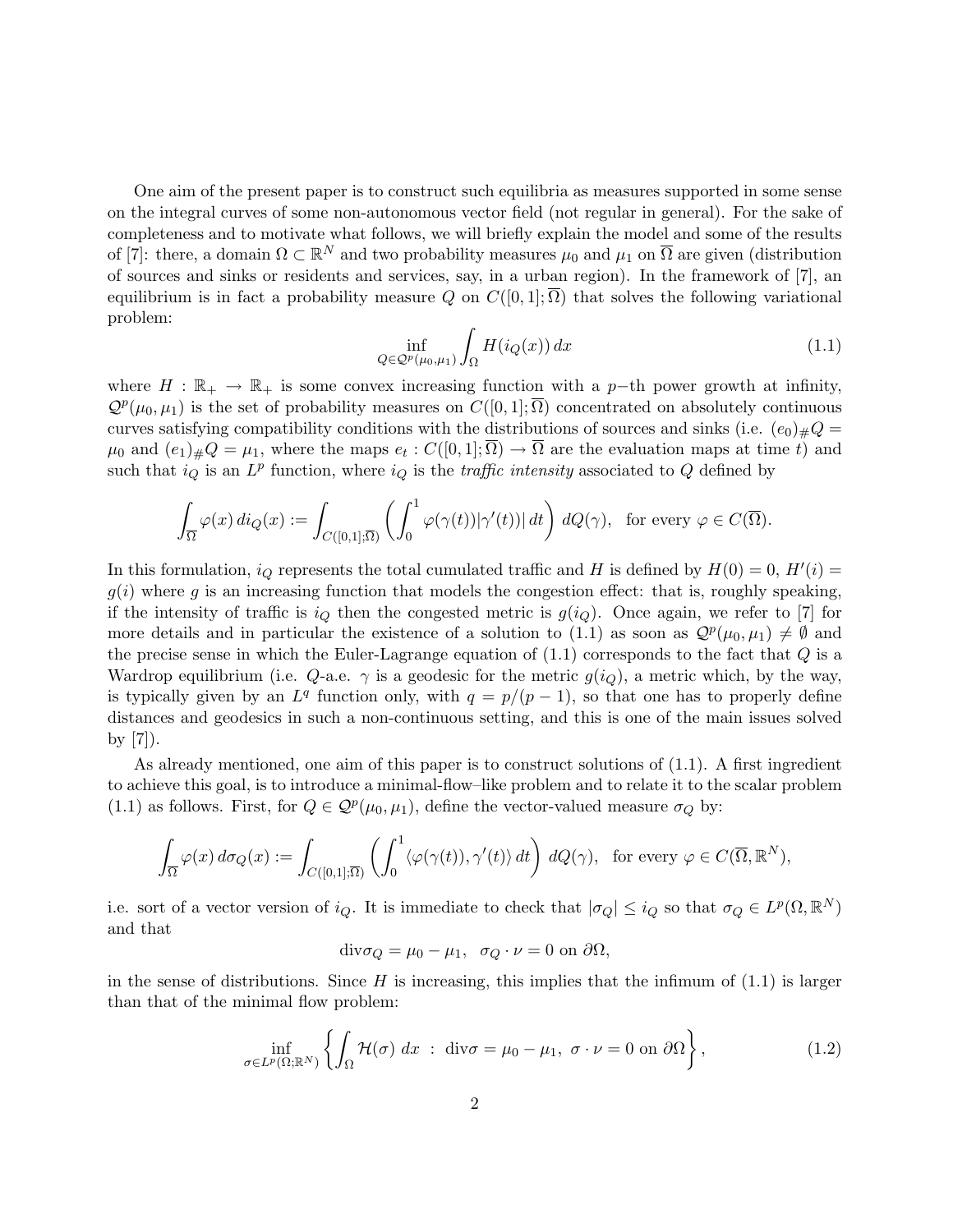One aim of the present paper is to construct such equilibria as measures supported in some sense on the integral curves of some non-autonomous vector field (not regular in general). For the sake of completeness and to motivate what follows, we will briefly explain the model and some of the results of [7]: there, a domain $\Omega \subset \mathbb{R}^N$ and two probability measures $\mu_0$ and $\mu_1$ on $\overline{\Omega}$ are given (distribution of sources and sinks or residents and services, say, in a urban region). In the framework of [7], an equilibrium is in fact a probability measure $Q$ on $C([0,1];\overline{\Omega})$ that solves the following variational problem:

$$\inf_{Q \in \mathcal{Q}^p(\mu_0,\mu_1)} \int_\Omega H(i_Q(x))\,dx \tag{1.1}$$

where $H : \mathbb{R}_+ \to \mathbb{R}_+$ is some convex increasing function with a $p-$th power growth at infinity, $\mathcal{Q}^p(\mu_0,\mu_1)$ is the set of probability measures on $C([0,1];\overline{\Omega})$ concentrated on absolutely continuous curves satisfying compatibility conditions with the distributions of sources and sinks (i.e. $(e_0)_\#Q = \mu_0$ and $(e_1)_\#Q = \mu_1$, where the maps $e_t : C([0,1];\overline{\Omega}) \to \overline{\Omega}$ are the evaluation maps at time $t$) and such that $i_Q$ is an $L^p$ function, where $i_Q$ is the *traffic intensity* associated to $Q$ defined by

$$\int_{\overline{\Omega}} \varphi(x)\,di_Q(x) := \int_{C([0,1];\overline{\Omega})} \left( \int_0^1 \varphi(\gamma(t))|\gamma'(t)|\,dt \right) dQ(\gamma), \quad \text{for every } \varphi \in C(\overline{\Omega}).$$

In this formulation, $i_Q$ represents the total cumulated traffic and $H$ is defined by $H(0) = 0$, $H'(i) = g(i)$ where $g$ is an increasing function that models the congestion effect: that is, roughly speaking, if the intensity of traffic is $i_Q$ then the congested metric is $g(i_Q)$. Once again, we refer to [7] for more details and in particular the existence of a solution to (1.1) as soon as $\mathcal{Q}^p(\mu_0,\mu_1) \neq \emptyset$ and the precise sense in which the Euler-Lagrange equation of (1.1) corresponds to the fact that $Q$ is a Wardrop equilibrium (i.e. $Q$-a.e. $\gamma$ is a geodesic for the metric $g(i_Q)$, a metric which, by the way, is typically given by an $L^q$ function only, with $q = p/(p-1)$, so that one has to properly define distances and geodesics in such a non-continuous setting, and this is one of the main issues solved by [7]).

As already mentioned, one aim of this paper is to construct solutions of (1.1). A first ingredient to achieve this goal, is to introduce a minimal-flow–like problem and to relate it to the scalar problem (1.1) as follows. First, for $Q \in \mathcal{Q}^p(\mu_0,\mu_1)$, define the vector-valued measure $\sigma_Q$ by:

$$\int_{\overline{\Omega}} \varphi(x)\,d\sigma_Q(x) := \int_{C([0,1];\overline{\Omega})} \left( \int_0^1 \langle \varphi(\gamma(t)), \gamma'(t) \rangle\,dt \right) dQ(\gamma), \quad \text{for every } \varphi \in C(\overline{\Omega}, \mathbb{R}^N),$$

i.e. sort of a vector version of $i_Q$. It is immediate to check that $|\sigma_Q| \leq i_Q$ so that $\sigma_Q \in L^p(\Omega, \mathbb{R}^N)$ and that

$$\operatorname{div}\sigma_Q = \mu_0 - \mu_1, \;\; \sigma_Q \cdot \nu = 0 \text{ on } \partial\Omega,$$

in the sense of distributions. Since $H$ is increasing, this implies that the infimum of (1.1) is larger than that of the minimal flow problem:

$$\inf_{\sigma \in L^p(\Omega;\mathbb{R}^N)} \left\{ \int_\Omega \mathcal{H}(\sigma)\;dx \;:\; \operatorname{div}\sigma = \mu_0 - \mu_1,\; \sigma \cdot \nu = 0 \text{ on } \partial\Omega \right\}, \tag{1.2}$$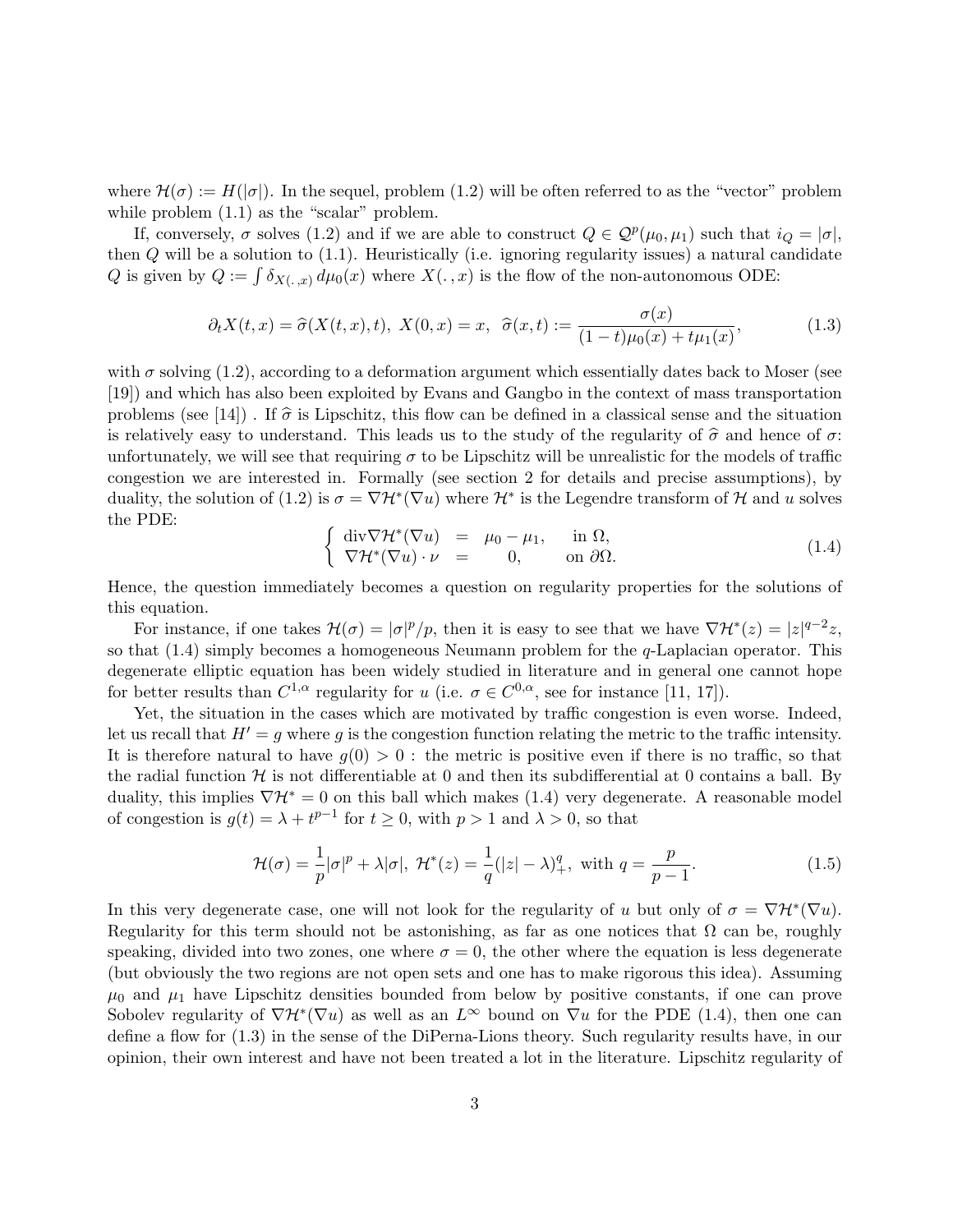where $\mathcal{H}(\sigma) := H(|\sigma|)$. In the sequel, problem (1.2) will be often referred to as the "vector" problem while problem (1.1) as the "scalar" problem.

If, conversely, $\sigma$ solves (1.2) and if we are able to construct $Q \in \mathcal{Q}^p(\mu_0, \mu_1)$ such that $i_Q = |\sigma|$, then $Q$ will be a solution to (1.1). Heuristically (i.e. ignoring regularity issues) a natural candidate $Q$ is given by $Q := \int \delta_{X(.,x)} \, d\mu_0(x)$ where $X(.,x)$ is the flow of the non-autonomous ODE:

$$\partial_t X(t,x) = \widehat{\sigma}(X(t,x),t), \; X(0,x) = x, \; \widehat{\sigma}(x,t) := \frac{\sigma(x)}{(1-t)\mu_0(x) + t\mu_1(x)}, \tag{1.3}$$

with $\sigma$ solving (1.2), according to a deformation argument which essentially dates back to Moser (see [19]) and which has also been exploited by Evans and Gangbo in the context of mass transportation problems (see [14]) . If $\widehat{\sigma}$ is Lipschitz, this flow can be defined in a classical sense and the situation is relatively easy to understand. This leads us to the study of the regularity of $\widehat{\sigma}$ and hence of $\sigma$: unfortunately, we will see that requiring $\sigma$ to be Lipschitz will be unrealistic for the models of traffic congestion we are interested in. Formally (see section 2 for details and precise assumptions), by duality, the solution of (1.2) is $\sigma = \nabla \mathcal{H}^*(\nabla u)$ where $\mathcal{H}^*$ is the Legendre transform of $\mathcal{H}$ and $u$ solves the PDE:

$$\begin{cases} \operatorname{div} \nabla \mathcal{H}^*(\nabla u) &= \mu_0 - \mu_1, \quad \text{in } \Omega, \\ \nabla \mathcal{H}^*(\nabla u) \cdot \nu &= \quad 0, \qquad \text{on } \partial\Omega. \end{cases} \tag{1.4}$$

Hence, the question immediately becomes a question on regularity properties for the solutions of this equation.

For instance, if one takes $\mathcal{H}(\sigma) = |\sigma|^p/p$, then it is easy to see that we have $\nabla \mathcal{H}^*(z) = |z|^{q-2}z$, so that (1.4) simply becomes a homogeneous Neumann problem for the $q$-Laplacian operator. This degenerate elliptic equation has been widely studied in literature and in general one cannot hope for better results than $C^{1,\alpha}$ regularity for $u$ (i.e. $\sigma \in C^{0,\alpha}$, see for instance [11, 17]).

Yet, the situation in the cases which are motivated by traffic congestion is even worse. Indeed, let us recall that $H' = g$ where $g$ is the congestion function relating the metric to the traffic intensity. It is therefore natural to have $g(0) > 0$ : the metric is positive even if there is no traffic, so that the radial function $\mathcal{H}$ is not differentiable at 0 and then its subdifferential at 0 contains a ball. By duality, this implies $\nabla \mathcal{H}^* = 0$ on this ball which makes (1.4) very degenerate. A reasonable model of congestion is $g(t) = \lambda + t^{p-1}$ for $t \geq 0$, with $p > 1$ and $\lambda > 0$, so that

$$\mathcal{H}(\sigma) = \frac{1}{p}|\sigma|^p + \lambda|\sigma|, \; \mathcal{H}^*(z) = \frac{1}{q}(|z| - \lambda)_+^q, \text{ with } q = \frac{p}{p-1}. \tag{1.5}$$

In this very degenerate case, one will not look for the regularity of $u$ but only of $\sigma = \nabla \mathcal{H}^*(\nabla u)$. Regularity for this term should not be astonishing, as far as one notices that $\Omega$ can be, roughly speaking, divided into two zones, one where $\sigma = 0$, the other where the equation is less degenerate (but obviously the two regions are not open sets and one has to make rigorous this idea). Assuming $\mu_0$ and $\mu_1$ have Lipschitz densities bounded from below by positive constants, if one can prove Sobolev regularity of $\nabla \mathcal{H}^*(\nabla u)$ as well as an $L^\infty$ bound on $\nabla u$ for the PDE (1.4), then one can define a flow for (1.3) in the sense of the DiPerna-Lions theory. Such regularity results have, in our opinion, their own interest and have not been treated a lot in the literature. Lipschitz regularity of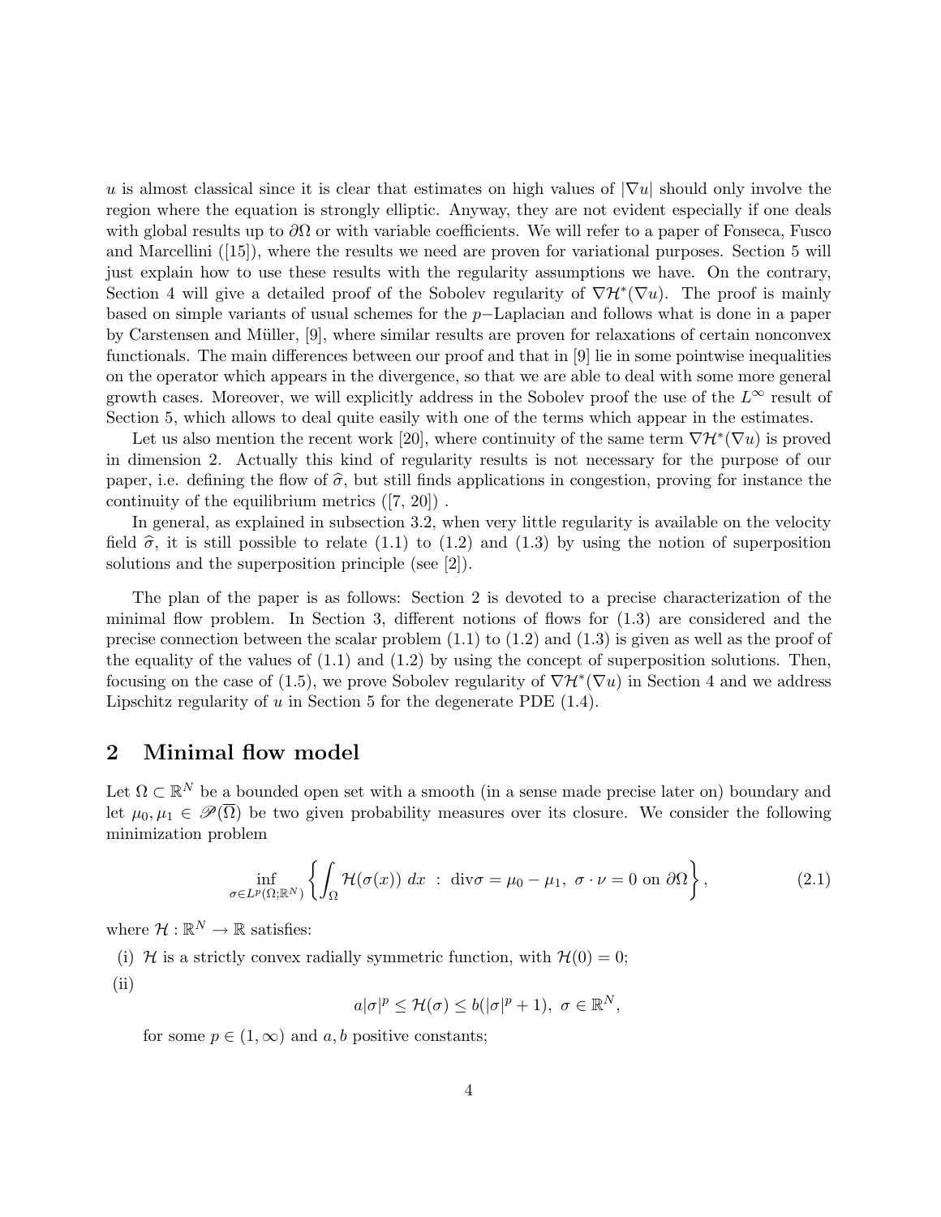$u$ is almost classical since it is clear that estimates on high values of $|\nabla u|$ should only involve the region where the equation is strongly elliptic. Anyway, they are not evident especially if one deals with global results up to $\partial\Omega$ or with variable coefficients. We will refer to a paper of Fonseca, Fusco and Marcellini ([15]), where the results we need are proven for variational purposes. Section 5 will just explain how to use these results with the regularity assumptions we have. On the contrary, Section 4 will give a detailed proof of the Sobolev regularity of $\nabla\mathcal{H}^*(\nabla u)$. The proof is mainly based on simple variants of usual schemes for the $p-$Laplacian and follows what is done in a paper by Carstensen and Müller, [9], where similar results are proven for relaxations of certain nonconvex functionals. The main differences between our proof and that in [9] lie in some pointwise inequalities on the operator which appears in the divergence, so that we are able to deal with some more general growth cases. Moreover, we will explicitly address in the Sobolev proof the use of the $L^\infty$ result of Section 5, which allows to deal quite easily with one of the terms which appear in the estimates.

Let us also mention the recent work [20], where continuity of the same term $\nabla\mathcal{H}^*(\nabla u)$ is proved in dimension 2. Actually this kind of regularity results is not necessary for the purpose of our paper, i.e. defining the flow of $\widehat{\sigma}$, but still finds applications in congestion, proving for instance the continuity of the equilibrium metrics ([7, 20]) .

In general, as explained in subsection 3.2, when very little regularity is available on the velocity field $\widehat{\sigma}$, it is still possible to relate (1.1) to (1.2) and (1.3) by using the notion of superposition solutions and the superposition principle (see [2]).

The plan of the paper is as follows: Section 2 is devoted to a precise characterization of the minimal flow problem. In Section 3, different notions of flows for (1.3) are considered and the precise connection between the scalar problem (1.1) to (1.2) and (1.3) is given as well as the proof of the equality of the values of (1.1) and (1.2) by using the concept of superposition solutions. Then, focusing on the case of (1.5), we prove Sobolev regularity of $\nabla\mathcal{H}^*(\nabla u)$ in Section 4 and we address Lipschitz regularity of $u$ in Section 5 for the degenerate PDE (1.4).

## 2 Minimal flow model

Let $\Omega \subset \mathbb{R}^N$ be a bounded open set with a smooth (in a sense made precise later on) boundary and let $\mu_0, \mu_1 \in \mathscr{P}(\overline{\Omega})$ be two given probability measures over its closure. We consider the following minimization problem

$$\inf_{\sigma\in L^p(\Omega;\mathbb{R}^N)} \left\{ \int_\Omega \mathcal{H}(\sigma(x))\, dx \ : \ \text{div}\sigma = \mu_0 - \mu_1,\ \sigma\cdot\nu = 0 \text{ on } \partial\Omega \right\}, \tag{2.1}$$

where $\mathcal{H} : \mathbb{R}^N \to \mathbb{R}$ satisfies:

(i) $\mathcal{H}$ is a strictly convex radially symmetric function, with $\mathcal{H}(0) = 0$;

(ii)
$$a|\sigma|^p \le \mathcal{H}(\sigma) \le b(|\sigma|^p + 1),\ \sigma \in \mathbb{R}^N,$$
for some $p \in (1, \infty)$ and $a, b$ positive constants;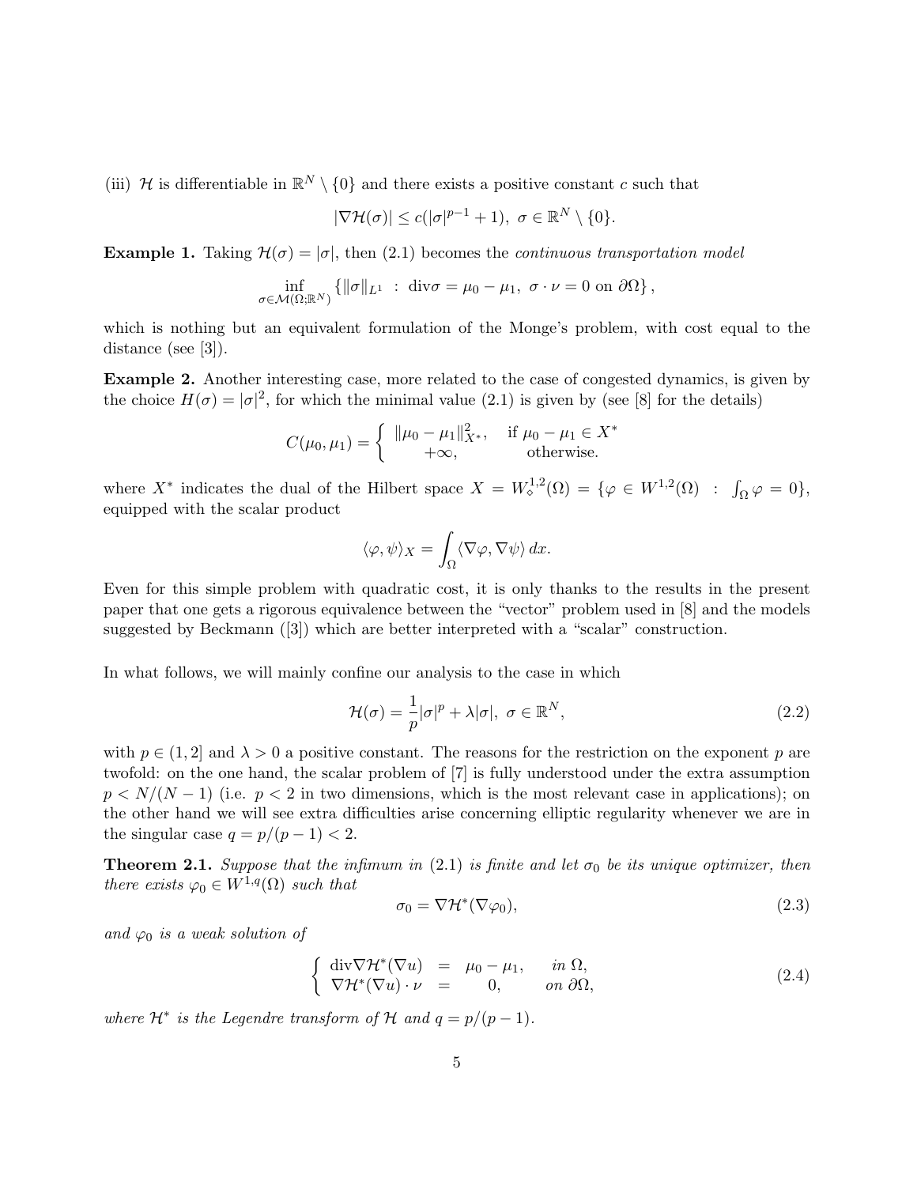(iii) $\mathcal{H}$ is differentiable in $\mathbb{R}^N \setminus \{0\}$ and there exists a positive constant $c$ such that

$$|\nabla \mathcal{H}(\sigma)| \leq c(|\sigma|^{p-1} + 1), \ \sigma \in \mathbb{R}^N \setminus \{0\}.$$

**Example 1.** Taking $\mathcal{H}(\sigma) = |\sigma|$, then (2.1) becomes the *continuous transportation model*

$$\inf_{\sigma \in \mathcal{M}(\Omega;\mathbb{R}^N)} \left\{ \|\sigma\|_{L^1} \ : \ \mathrm{div}\sigma = \mu_0 - \mu_1, \ \sigma \cdot \nu = 0 \text{ on } \partial\Omega \right\},$$

which is nothing but an equivalent formulation of the Monge's problem, with cost equal to the distance (see [3]).

**Example 2.** Another interesting case, more related to the case of congested dynamics, is given by the choice $H(\sigma) = |\sigma|^2$, for which the minimal value (2.1) is given by (see [8] for the details)

$$C(\mu_0, \mu_1) = \begin{cases} \|\mu_0 - \mu_1\|^2_{X^*}, & \text{if } \mu_0 - \mu_1 \in X^* \\ +\infty, & \text{otherwise.} \end{cases}$$

where $X^*$ indicates the dual of the Hilbert space $X = W^{1,2}_\diamond(\Omega) = \{\varphi \in W^{1,2}(\Omega) \ : \ \int_\Omega \varphi = 0\}$, equipped with the scalar product

$$\langle \varphi, \psi \rangle_X = \int_\Omega \langle \nabla\varphi, \nabla\psi \rangle \, dx.$$

Even for this simple problem with quadratic cost, it is only thanks to the results in the present paper that one gets a rigorous equivalence between the "vector" problem used in [8] and the models suggested by Beckmann ([3]) which are better interpreted with a "scalar" construction.

In what follows, we will mainly confine our analysis to the case in which

$$\mathcal{H}(\sigma) = \frac{1}{p}|\sigma|^p + \lambda|\sigma|, \ \sigma \in \mathbb{R}^N, \tag{2.2}$$

with $p \in (1, 2]$ and $\lambda > 0$ a positive constant. The reasons for the restriction on the exponent $p$ are twofold: on the one hand, the scalar problem of [7] is fully understood under the extra assumption $p < N/(N-1)$ (i.e. $p < 2$ in two dimensions, which is the most relevant case in applications); on the other hand we will see extra difficulties arise concerning elliptic regularity whenever we are in the singular case $q = p/(p-1) < 2$.

**Theorem 2.1.** *Suppose that the infimum in* (2.1) *is finite and let $\sigma_0$ be its unique optimizer, then there exists $\varphi_0 \in W^{1,q}(\Omega)$ such that*

$$\sigma_0 = \nabla\mathcal{H}^*(\nabla\varphi_0), \tag{2.3}$$

*and $\varphi_0$ is a weak solution of*

$$\begin{cases} \mathrm{div}\nabla\mathcal{H}^*(\nabla u) &= \mu_0 - \mu_1, & \text{in } \Omega, \\ \nabla\mathcal{H}^*(\nabla u) \cdot \nu &= 0, & \text{on } \partial\Omega, \end{cases} \tag{2.4}$$

*where $\mathcal{H}^*$ is the Legendre transform of $\mathcal{H}$ and $q = p/(p-1)$.*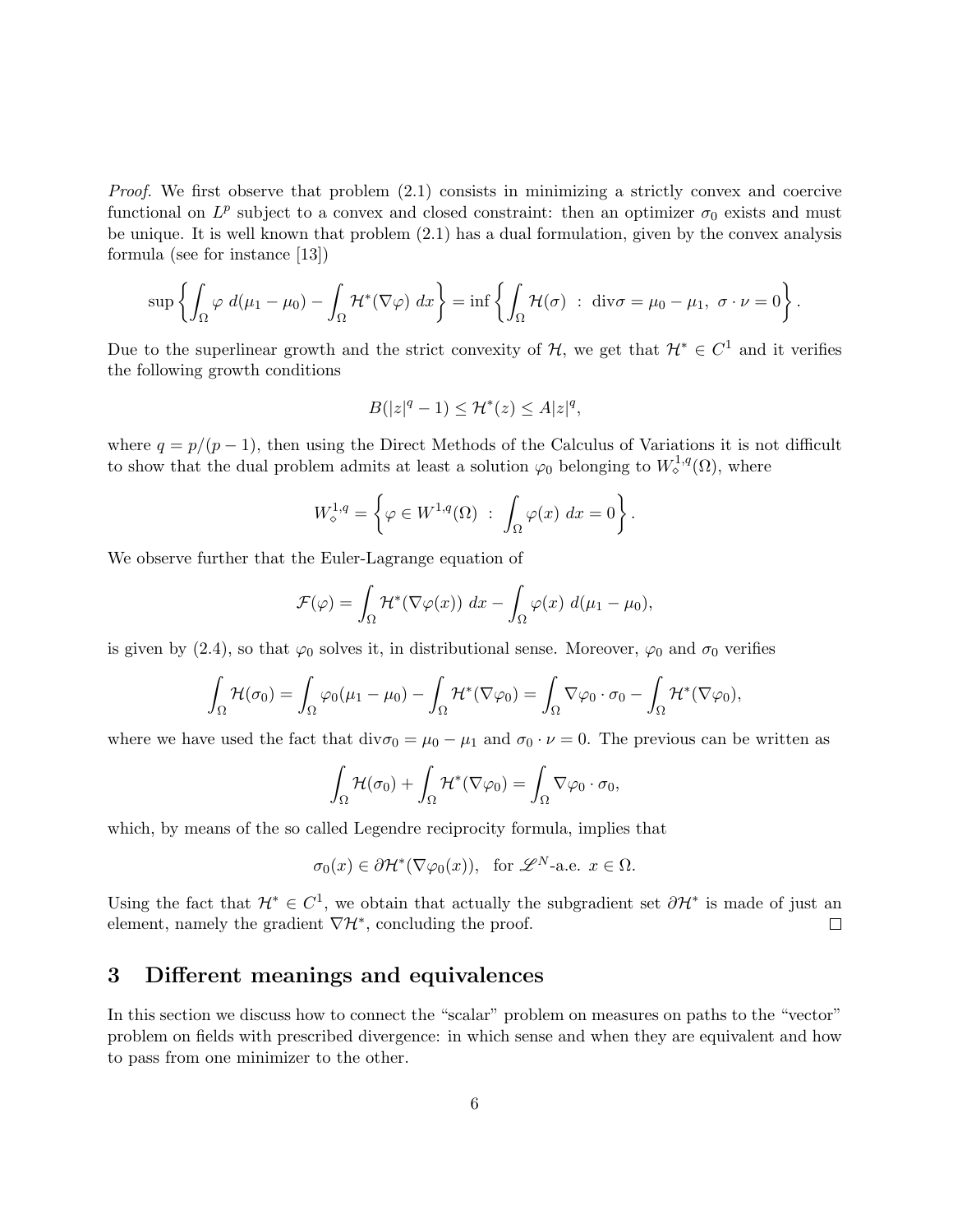*Proof.* We first observe that problem (2.1) consists in minimizing a strictly convex and coercive functional on $L^p$ subject to a convex and closed constraint: then an optimizer $\sigma_0$ exists and must be unique. It is well known that problem (2.1) has a dual formulation, given by the convex analysis formula (see for instance [13])

$$\sup\left\{\int_\Omega \varphi \; d(\mu_1 - \mu_0) - \int_\Omega \mathcal{H}^*(\nabla\varphi) \; dx\right\} = \inf\left\{\int_\Omega \mathcal{H}(\sigma) \;:\; \mathrm{div}\sigma = \mu_0 - \mu_1,\; \sigma\cdot\nu = 0\right\}.$$

Due to the superlinear growth and the strict convexity of $\mathcal{H}$, we get that $\mathcal{H}^* \in C^1$ and it verifies the following growth conditions

$$B(|z|^q - 1) \le \mathcal{H}^*(z) \le A|z|^q,$$

where $q = p/(p-1)$, then using the Direct Methods of the Calculus of Variations it is not difficult to show that the dual problem admits at least a solution $\varphi_0$ belonging to $W^{1,q}_\diamond(\Omega)$, where

$$W^{1,q}_\diamond = \left\{\varphi \in W^{1,q}(\Omega) \;:\; \int_\Omega \varphi(x)\; dx = 0\right\}.$$

We observe further that the Euler-Lagrange equation of

$$\mathcal{F}(\varphi) = \int_\Omega \mathcal{H}^*(\nabla\varphi(x)) \; dx - \int_\Omega \varphi(x) \; d(\mu_1 - \mu_0),$$

is given by (2.4), so that $\varphi_0$ solves it, in distributional sense. Moreover, $\varphi_0$ and $\sigma_0$ verifies

$$\int_\Omega \mathcal{H}(\sigma_0) = \int_\Omega \varphi_0(\mu_1 - \mu_0) - \int_\Omega \mathcal{H}^*(\nabla\varphi_0) = \int_\Omega \nabla\varphi_0\cdot\sigma_0 - \int_\Omega \mathcal{H}^*(\nabla\varphi_0),$$

where we have used the fact that $\mathrm{div}\sigma_0 = \mu_0 - \mu_1$ and $\sigma_0\cdot\nu = 0$. The previous can be written as

$$\int_\Omega \mathcal{H}(\sigma_0) + \int_\Omega \mathcal{H}^*(\nabla\varphi_0) = \int_\Omega \nabla\varphi_0\cdot\sigma_0,$$

which, by means of the so called Legendre reciprocity formula, implies that

$$\sigma_0(x) \in \partial\mathcal{H}^*(\nabla\varphi_0(x)), \quad \text{for } \mathscr{L}^N\text{-a.e. } x \in \Omega.$$

Using the fact that $\mathcal{H}^* \in C^1$, we obtain that actually the subgradient set $\partial\mathcal{H}^*$ is made of just an element, namely the gradient $\nabla\mathcal{H}^*$, concluding the proof. □

# 3 Different meanings and equivalences

In this section we discuss how to connect the "scalar" problem on measures on paths to the "vector" problem on fields with prescribed divergence: in which sense and when they are equivalent and how to pass from one minimizer to the other.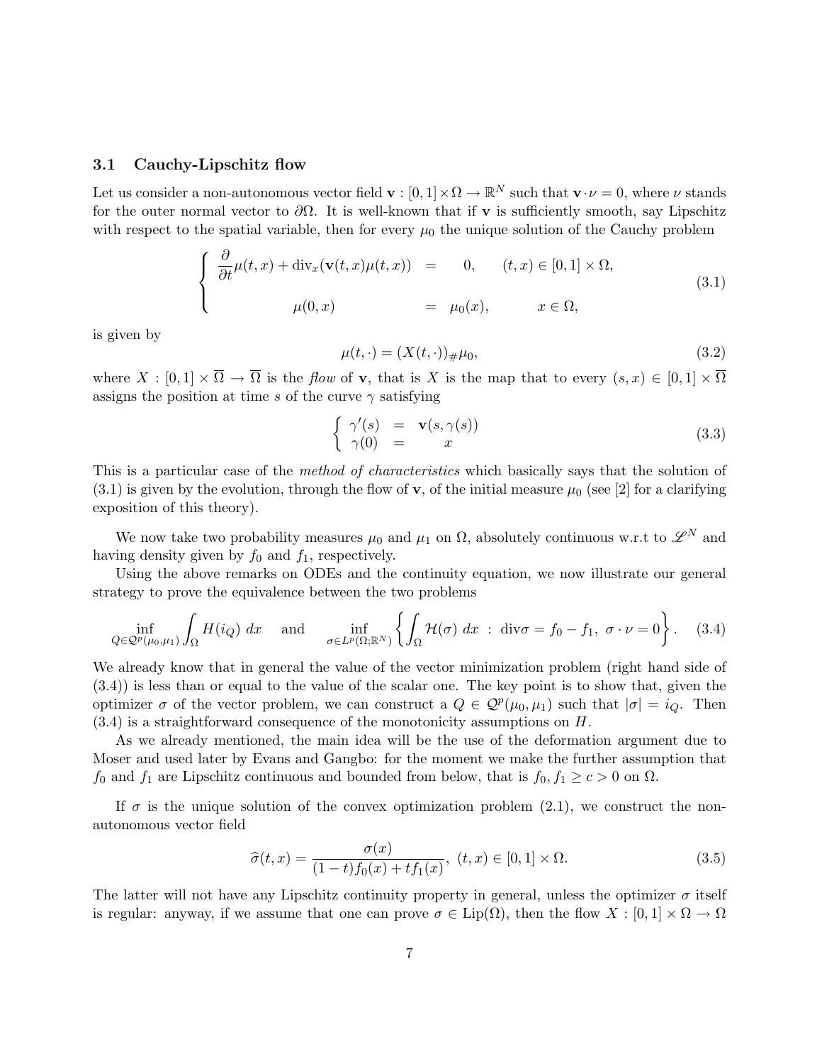### 3.1 Cauchy-Lipschitz flow

Let us consider a non-autonomous vector field $\mathbf{v} : [0,1] \times \Omega \to \mathbb{R}^N$ such that $\mathbf{v} \cdot \nu = 0$, where $\nu$ stands for the outer normal vector to $\partial\Omega$. It is well-known that if $\mathbf{v}$ is sufficiently smooth, say Lipschitz with respect to the spatial variable, then for every $\mu_0$ the unique solution of the Cauchy problem

$$
\begin{cases}
\dfrac{\partial}{\partial t}\mu(t,x) + \mathrm{div}_x(\mathbf{v}(t,x)\mu(t,x)) & = \quad 0, \qquad (t,x) \in [0,1] \times \Omega, \\[2ex]
\qquad\qquad \mu(0,x) & = \quad \mu_0(x), \qquad\quad x \in \Omega,
\end{cases}
\tag{3.1}
$$

is given by

$$
\mu(t,\cdot) = (X(t,\cdot))_{\#}\mu_0, \tag{3.2}
$$

where $X : [0,1] \times \overline{\Omega} \to \overline{\Omega}$ is the *flow* of $\mathbf{v}$, that is $X$ is the map that to every $(s,x) \in [0,1] \times \overline{\Omega}$ assigns the position at time $s$ of the curve $\gamma$ satisfying

$$
\begin{cases}
\gamma'(s) & = \quad \mathbf{v}(s,\gamma(s)) \\
\gamma(0) & = \qquad x
\end{cases}
\tag{3.3}
$$

This is a particular case of the *method of characteristics* which basically says that the solution of (3.1) is given by the evolution, through the flow of $\mathbf{v}$, of the initial measure $\mu_0$ (see [2] for a clarifying exposition of this theory).

We now take two probability measures $\mu_0$ and $\mu_1$ on $\Omega$, absolutely continuous w.r.t to $\mathscr{L}^N$ and having density given by $f_0$ and $f_1$, respectively.

Using the above remarks on ODEs and the continuity equation, we now illustrate our general strategy to prove the equivalence between the two problems

$$
\inf_{Q \in \mathcal{Q}^p(\mu_0,\mu_1)} \int_\Omega H(i_Q)\, dx \quad \text{and} \quad \inf_{\sigma \in L^p(\Omega;\mathbb{R}^N)} \left\{ \int_\Omega \mathcal{H}(\sigma)\, dx \ : \ \mathrm{div}\sigma = f_0 - f_1,\ \sigma \cdot \nu = 0 \right\}. \tag{3.4}
$$

We already know that in general the value of the vector minimization problem (right hand side of (3.4)) is less than or equal to the value of the scalar one. The key point is to show that, given the optimizer $\sigma$ of the vector problem, we can construct a $Q \in \mathcal{Q}^p(\mu_0,\mu_1)$ such that $|\sigma| = i_Q$. Then (3.4) is a straightforward consequence of the monotonicity assumptions on $H$.

As we already mentioned, the main idea will be the use of the deformation argument due to Moser and used later by Evans and Gangbo: for the moment we make the further assumption that $f_0$ and $f_1$ are Lipschitz continuous and bounded from below, that is $f_0, f_1 \geq c > 0$ on $\Omega$.

If $\sigma$ is the unique solution of the convex optimization problem (2.1), we construct the non-autonomous vector field

$$
\widehat{\sigma}(t,x) = \frac{\sigma(x)}{(1-t)f_0(x) + tf_1(x)},\ (t,x) \in [0,1] \times \Omega. \tag{3.5}
$$

The latter will not have any Lipschitz continuity property in general, unless the optimizer $\sigma$ itself is regular: anyway, if we assume that one can prove $\sigma \in \mathrm{Lip}(\Omega)$, then the flow $X : [0,1] \times \Omega \to \Omega$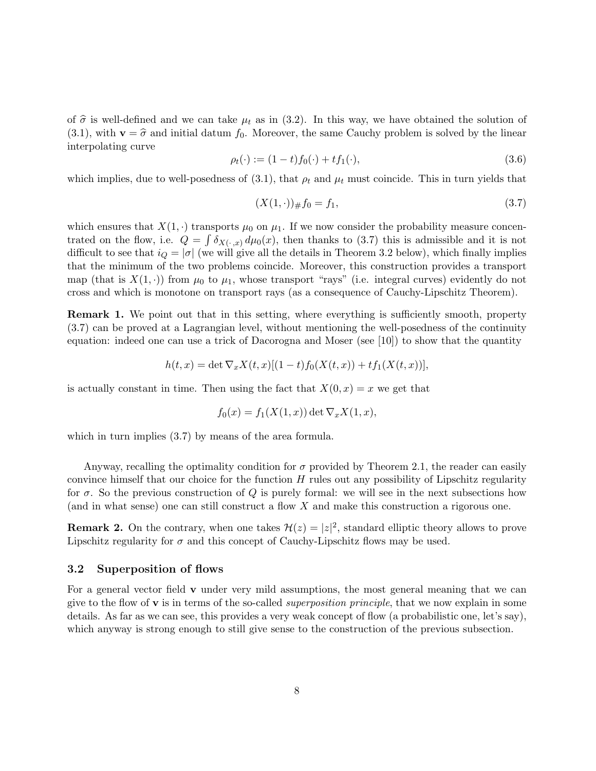of $\widehat{\sigma}$ is well-defined and we can take $\mu_t$ as in (3.2). In this way, we have obtained the solution of (3.1), with $\mathbf{v} = \widehat{\sigma}$ and initial datum $f_0$. Moreover, the same Cauchy problem is solved by the linear interpolating curve

$$\rho_t(\cdot) := (1-t)f_0(\cdot) + tf_1(\cdot), \tag{3.6}$$

which implies, due to well-posedness of (3.1), that $\rho_t$ and $\mu_t$ must coincide. This in turn yields that

$$(X(1,\cdot))_{\#}f_0 = f_1, \tag{3.7}$$

which ensures that $X(1,\cdot)$ transports $\mu_0$ on $\mu_1$. If we now consider the probability measure concentrated on the flow, i.e. $Q = \int \delta_{X(\cdot,x)}\, d\mu_0(x)$, then thanks to (3.7) this is admissible and it is not difficult to see that $i_Q = |\sigma|$ (we will give all the details in Theorem 3.2 below), which finally implies that the minimum of the two problems coincide. Moreover, this construction provides a transport map (that is $X(1,\cdot)$) from $\mu_0$ to $\mu_1$, whose transport "rays" (i.e. integral curves) evidently do not cross and which is monotone on transport rays (as a consequence of Cauchy-Lipschitz Theorem).

**Remark 1.** We point out that in this setting, where everything is sufficiently smooth, property (3.7) can be proved at a Lagrangian level, without mentioning the well-posedness of the continuity equation: indeed one can use a trick of Dacorogna and Moser (see [10]) to show that the quantity

$$h(t,x) = \det \nabla_x X(t,x)[(1-t)f_0(X(t,x)) + tf_1(X(t,x))],$$

is actually constant in time. Then using the fact that $X(0,x) = x$ we get that

$$f_0(x) = f_1(X(1,x)) \det \nabla_x X(1,x),$$

which in turn implies (3.7) by means of the area formula.

Anyway, recalling the optimality condition for $\sigma$ provided by Theorem 2.1, the reader can easily convince himself that our choice for the function $H$ rules out any possibility of Lipschitz regularity for $\sigma$. So the previous construction of $Q$ is purely formal: we will see in the next subsections how (and in what sense) one can still construct a flow $X$ and make this construction a rigorous one.

**Remark 2.** On the contrary, when one takes $\mathcal{H}(z) = |z|^2$, standard elliptic theory allows to prove Lipschitz regularity for $\sigma$ and this concept of Cauchy-Lipschitz flows may be used.

### 3.2 Superposition of flows

For a general vector field $\mathbf{v}$ under very mild assumptions, the most general meaning that we can give to the flow of $\mathbf{v}$ is in terms of the so-called *superposition principle*, that we now explain in some details. As far as we can see, this provides a very weak concept of flow (a probabilistic one, let's say), which anyway is strong enough to still give sense to the construction of the previous subsection.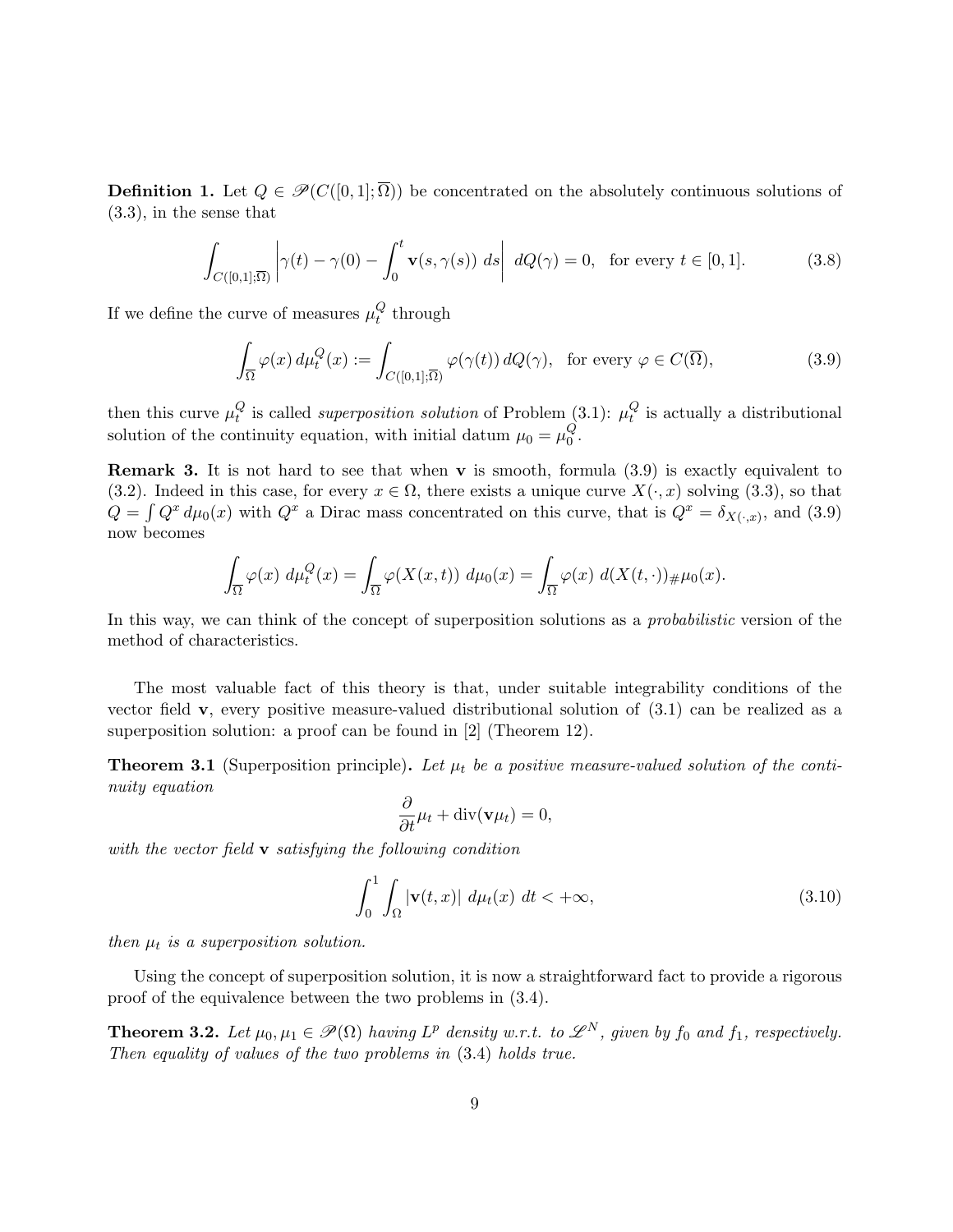**Definition 1.** Let $Q \in \mathscr{P}(C([0,1];\overline{\Omega}))$ be concentrated on the absolutely continuous solutions of (3.3), in the sense that

$$\int_{C([0,1];\overline{\Omega})} \left| \gamma(t) - \gamma(0) - \int_0^t \mathbf{v}(s, \gamma(s)) \, ds \right| \, dQ(\gamma) = 0, \quad \text{for every } t \in [0,1]. \tag{3.8}$$

If we define the curve of measures $\mu_t^Q$ through

$$\int_{\overline{\Omega}} \varphi(x) \, d\mu_t^Q(x) := \int_{C([0,1];\overline{\Omega})} \varphi(\gamma(t)) \, dQ(\gamma), \quad \text{for every } \varphi \in C(\overline{\Omega}), \tag{3.9}$$

then this curve $\mu_t^Q$ is called *superposition solution* of Problem (3.1): $\mu_t^Q$ is actually a distributional solution of the continuity equation, with initial datum $\mu_0 = \mu_0^Q$.

**Remark 3.** It is not hard to see that when $\mathbf{v}$ is smooth, formula (3.9) is exactly equivalent to (3.2). Indeed in this case, for every $x \in \Omega$, there exists a unique curve $X(\cdot, x)$ solving (3.3), so that $Q = \int Q^x \, d\mu_0(x)$ with $Q^x$ a Dirac mass concentrated on this curve, that is $Q^x = \delta_{X(\cdot,x)}$, and (3.9) now becomes

$$\int_{\overline{\Omega}} \varphi(x) \, d\mu_t^Q(x) = \int_{\overline{\Omega}} \varphi(X(x,t)) \, d\mu_0(x) = \int_{\overline{\Omega}} \varphi(x) \, d(X(t,\cdot))_{\#}\mu_0(x).$$

In this way, we can think of the concept of superposition solutions as a *probabilistic* version of the method of characteristics.

The most valuable fact of this theory is that, under suitable integrability conditions of the vector field $\mathbf{v}$, every positive measure-valued distributional solution of (3.1) can be realized as a superposition solution: a proof can be found in [2] (Theorem 12).

**Theorem 3.1** (Superposition principle)**.** *Let $\mu_t$ be a positive measure-valued solution of the continuity equation*

$$\frac{\partial}{\partial t}\mu_t + \operatorname{div}(\mathbf{v}\mu_t) = 0,$$

*with the vector field $\mathbf{v}$ satisfying the following condition*

$$\int_0^1 \int_{\Omega} |\mathbf{v}(t,x)| \, d\mu_t(x) \, dt < +\infty, \tag{3.10}$$

*then $\mu_t$ is a superposition solution.*

Using the concept of superposition solution, it is now a straightforward fact to provide a rigorous proof of the equivalence between the two problems in (3.4).

**Theorem 3.2.** *Let $\mu_0, \mu_1 \in \mathscr{P}(\Omega)$ having $L^p$ density w.r.t. to $\mathscr{L}^N$, given by $f_0$ and $f_1$, respectively. Then equality of values of the two problems in (3.4) holds true.*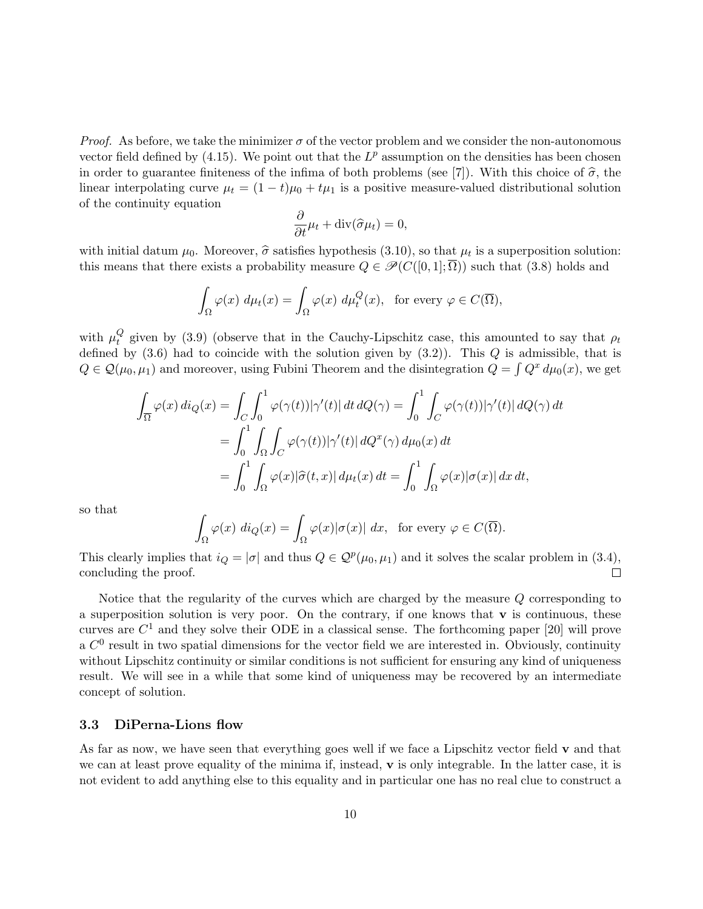*Proof.* As before, we take the minimizer $\sigma$ of the vector problem and we consider the non-autonomous vector field defined by (4.15). We point out that the $L^p$ assumption on the densities has been chosen in order to guarantee finiteness of the infima of both problems (see [7]). With this choice of $\widehat{\sigma}$, the linear interpolating curve $\mu_t = (1-t)\mu_0 + t\mu_1$ is a positive measure-valued distributional solution of the continuity equation

$$\frac{\partial}{\partial t}\mu_t + \mathrm{div}(\widehat{\sigma}\mu_t) = 0,$$

with initial datum $\mu_0$. Moreover, $\widehat{\sigma}$ satisfies hypothesis (3.10), so that $\mu_t$ is a superposition solution: this means that there exists a probability measure $Q \in \mathscr{P}(C([0,1];\overline{\Omega}))$ such that (3.8) holds and

$$\int_\Omega \varphi(x)\ d\mu_t(x) = \int_\Omega \varphi(x)\ d\mu_t^Q(x), \quad \text{for every } \varphi \in C(\overline{\Omega}),$$

with $\mu_t^Q$ given by (3.9) (observe that in the Cauchy-Lipschitz case, this amounted to say that $\rho_t$ defined by (3.6) had to coincide with the solution given by (3.2)). This $Q$ is admissible, that is $Q \in \mathcal{Q}(\mu_0,\mu_1)$ and moreover, using Fubini Theorem and the disintegration $Q = \int Q^x\, d\mu_0(x)$, we get

$$\begin{aligned}
\int_{\overline{\Omega}} \varphi(x)\, di_Q(x) &= \int_C \int_0^1 \varphi(\gamma(t))|\gamma'(t)|\, dt\, dQ(\gamma) = \int_0^1 \int_C \varphi(\gamma(t))|\gamma'(t)|\, dQ(\gamma)\, dt \\
&= \int_0^1 \int_\Omega \int_C \varphi(\gamma(t))|\gamma'(t)|\, dQ^x(\gamma)\, d\mu_0(x)\, dt \\
&= \int_0^1 \int_\Omega \varphi(x)|\widehat{\sigma}(t,x)|\, d\mu_t(x)\, dt = \int_0^1 \int_\Omega \varphi(x)|\sigma(x)|\, dx\, dt,
\end{aligned}$$

so that

$$\int_\Omega \varphi(x)\ di_Q(x) = \int_\Omega \varphi(x)|\sigma(x)|\ dx, \quad \text{for every } \varphi \in C(\overline{\Omega}).$$

This clearly implies that $i_Q = |\sigma|$ and thus $Q \in \mathcal{Q}^p(\mu_0,\mu_1)$ and it solves the scalar problem in (3.4), concluding the proof. □

Notice that the regularity of the curves which are charged by the measure $Q$ corresponding to a superposition solution is very poor. On the contrary, if one knows that $\mathbf{v}$ is continuous, these curves are $C^1$ and they solve their ODE in a classical sense. The forthcoming paper [20] will prove a $C^0$ result in two spatial dimensions for the vector field we are interested in. Obviously, continuity without Lipschitz continuity or similar conditions is not sufficient for ensuring any kind of uniqueness result. We will see in a while that some kind of uniqueness may be recovered by an intermediate concept of solution.

### 3.3 DiPerna-Lions flow

As far as now, we have seen that everything goes well if we face a Lipschitz vector field $\mathbf{v}$ and that we can at least prove equality of the minima if, instead, $\mathbf{v}$ is only integrable. In the latter case, it is not evident to add anything else to this equality and in particular one has no real clue to construct a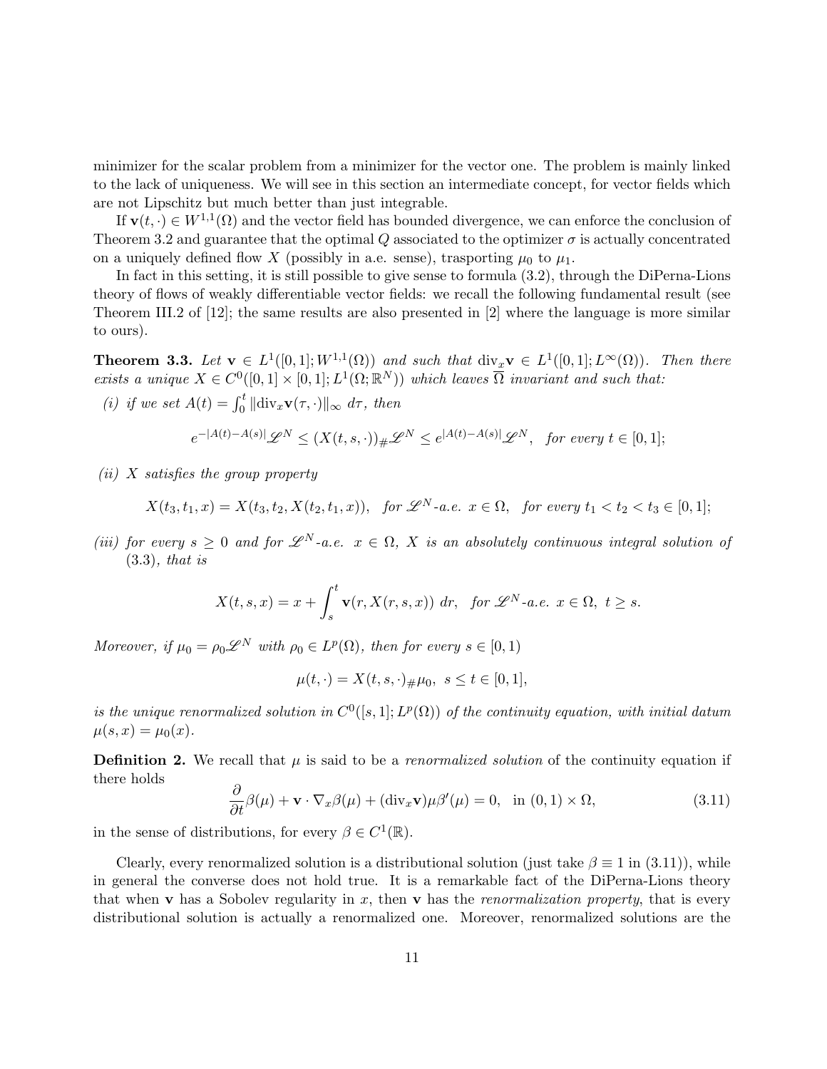minimizer for the scalar problem from a minimizer for the vector one. The problem is mainly linked to the lack of uniqueness. We will see in this section an intermediate concept, for vector fields which are not Lipschitz but much better than just integrable.

If $\mathbf{v}(t,\cdot) \in W^{1,1}(\Omega)$ and the vector field has bounded divergence, we can enforce the conclusion of Theorem 3.2 and guarantee that the optimal $Q$ associated to the optimizer $\sigma$ is actually concentrated on a uniquely defined flow $X$ (possibly in a.e. sense), trasporting $\mu_0$ to $\mu_1$.

In fact in this setting, it is still possible to give sense to formula (3.2), through the DiPerna-Lions theory of flows of weakly differentiable vector fields: we recall the following fundamental result (see Theorem III.2 of [12]; the same results are also presented in [2] where the language is more similar to ours).

**Theorem 3.3.** *Let $\mathbf{v} \in L^1([0,1]; W^{1,1}(\Omega))$ and such that $\mathrm{div}_x \mathbf{v} \in L^1([0,1]; L^\infty(\Omega))$. Then there exists a unique $X \in C^0([0,1]\times[0,1]; L^1(\Omega;\mathbb{R}^N))$ which leaves $\overline{\Omega}$ invariant and such that:*

*(i) if we set $A(t) = \int_0^t \|\mathrm{div}_x \mathbf{v}(\tau,\cdot)\|_\infty \, d\tau$, then*

$$e^{-|A(t)-A(s)|}\mathscr{L}^N \leq (X(t,s,\cdot))_\# \mathscr{L}^N \leq e^{|A(t)-A(s)|}\mathscr{L}^N, \quad \textit{for every } t \in [0,1];$$

*(ii) $X$ satisfies the group property*

$$X(t_3,t_1,x) = X(t_3,t_2,X(t_2,t_1,x)), \quad \textit{for } \mathscr{L}^N\textit{-a.e. } x \in \Omega, \quad \textit{for every } t_1 < t_2 < t_3 \in [0,1];$$

*(iii) for every $s \geq 0$ and for $\mathscr{L}^N$-a.e. $x \in \Omega$, $X$ is an absolutely continuous integral solution of (3.3), that is*

$$X(t,s,x) = x + \int_s^t \mathbf{v}(r, X(r,s,x)) \, dr, \quad \textit{for } \mathscr{L}^N\textit{-a.e. } x \in \Omega, \ t \geq s.$$

*Moreover, if $\mu_0 = \rho_0 \mathscr{L}^N$ with $\rho_0 \in L^p(\Omega)$, then for every $s \in [0,1)$*

$$\mu(t,\cdot) = X(t,s,\cdot)_\# \mu_0, \ s \leq t \in [0,1],$$

*is the unique renormalized solution in $C^0([s,1]; L^p(\Omega))$ of the continuity equation, with initial datum $\mu(s,x) = \mu_0(x)$.*

**Definition 2.** We recall that $\mu$ is said to be a *renormalized solution* of the continuity equation if there holds

$$\frac{\partial}{\partial t}\beta(\mu) + \mathbf{v}\cdot\nabla_x \beta(\mu) + (\mathrm{div}_x \mathbf{v})\mu\beta'(\mu) = 0, \quad \text{in } (0,1)\times\Omega, \tag{3.11}$$

in the sense of distributions, for every $\beta \in C^1(\mathbb{R})$.

Clearly, every renormalized solution is a distributional solution (just take $\beta \equiv 1$ in (3.11)), while in general the converse does not hold true. It is a remarkable fact of the DiPerna-Lions theory that when $\mathbf{v}$ has a Sobolev regularity in $x$, then $\mathbf{v}$ has the *renormalization property*, that is every distributional solution is actually a renormalized one. Moreover, renormalized solutions are the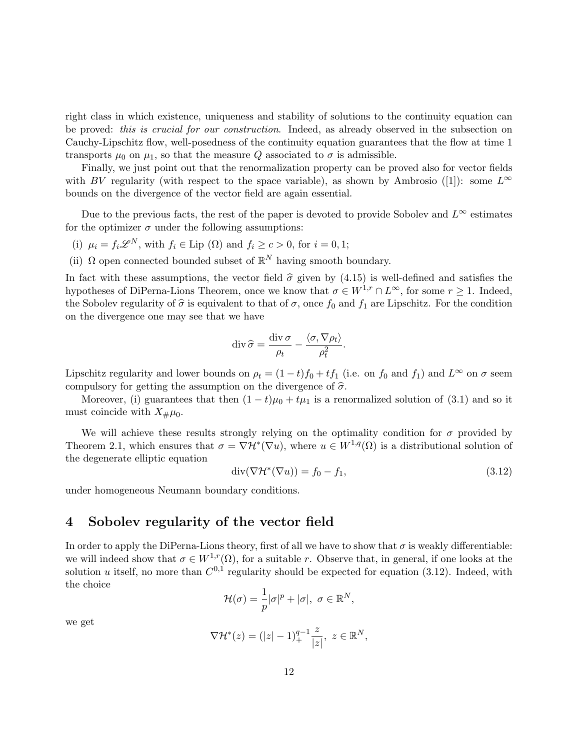right class in which existence, uniqueness and stability of solutions to the continuity equation can be proved: *this is crucial for our construction*. Indeed, as already observed in the subsection on Cauchy-Lipschitz flow, well-posedness of the continuity equation guarantees that the flow at time 1 transports $\mu_0$ on $\mu_1$, so that the measure $Q$ associated to $\sigma$ is admissible.

Finally, we just point out that the renormalization property can be proved also for vector fields with $BV$ regularity (with respect to the space variable), as shown by Ambrosio ([1]): some $L^\infty$ bounds on the divergence of the vector field are again essential.

Due to the previous facts, the rest of the paper is devoted to provide Sobolev and $L^\infty$ estimates for the optimizer $\sigma$ under the following assumptions:

(i) $\mu_i = f_i \mathscr{L}^N$, with $f_i \in \mathrm{Lip}\ (\Omega)$ and $f_i \geq c > 0$, for $i = 0, 1$;

(ii) $\Omega$ open connected bounded subset of $\mathbb{R}^N$ having smooth boundary.

In fact with these assumptions, the vector field $\widehat{\sigma}$ given by (4.15) is well-defined and satisfies the hypotheses of DiPerna-Lions Theorem, once we know that $\sigma \in W^{1,r} \cap L^\infty$, for some $r \geq 1$. Indeed, the Sobolev regularity of $\widehat{\sigma}$ is equivalent to that of $\sigma$, once $f_0$ and $f_1$ are Lipschitz. For the condition on the divergence one may see that we have

$$\operatorname{div} \widehat{\sigma} = \frac{\operatorname{div} \sigma}{\rho_t} - \frac{\langle \sigma, \nabla \rho_t \rangle}{\rho_t^2}.$$

Lipschitz regularity and lower bounds on $\rho_t = (1-t) f_0 + t f_1$ (i.e. on $f_0$ and $f_1$) and $L^\infty$ on $\sigma$ seem compulsory for getting the assumption on the divergence of $\widehat{\sigma}$.

Moreover, (i) guarantees that then $(1-t)\mu_0 + t\mu_1$ is a renormalized solution of (3.1) and so it must coincide with $X_\# \mu_0$.

We will achieve these results strongly relying on the optimality condition for $\sigma$ provided by Theorem 2.1, which ensures that $\sigma = \nabla \mathcal{H}^*(\nabla u)$, where $u \in W^{1,q}(\Omega)$ is a distributional solution of the degenerate elliptic equation

$$\operatorname{div}(\nabla \mathcal{H}^*(\nabla u)) = f_0 - f_1, \tag{3.12}$$

under homogeneous Neumann boundary conditions.

## 4 Sobolev regularity of the vector field

In order to apply the DiPerna-Lions theory, first of all we have to show that $\sigma$ is weakly differentiable: we will indeed show that $\sigma \in W^{1,r}(\Omega)$, for a suitable $r$. Observe that, in general, if one looks at the solution $u$ itself, no more than $C^{0,1}$ regularity should be expected for equation (3.12). Indeed, with the choice

$$\mathcal{H}(\sigma) = \frac{1}{p}|\sigma|^p + |\sigma|,\ \sigma \in \mathbb{R}^N,$$

we get

$$\nabla \mathcal{H}^*(z) = (|z| - 1)_+^{q-1} \frac{z}{|z|},\ z \in \mathbb{R}^N,$$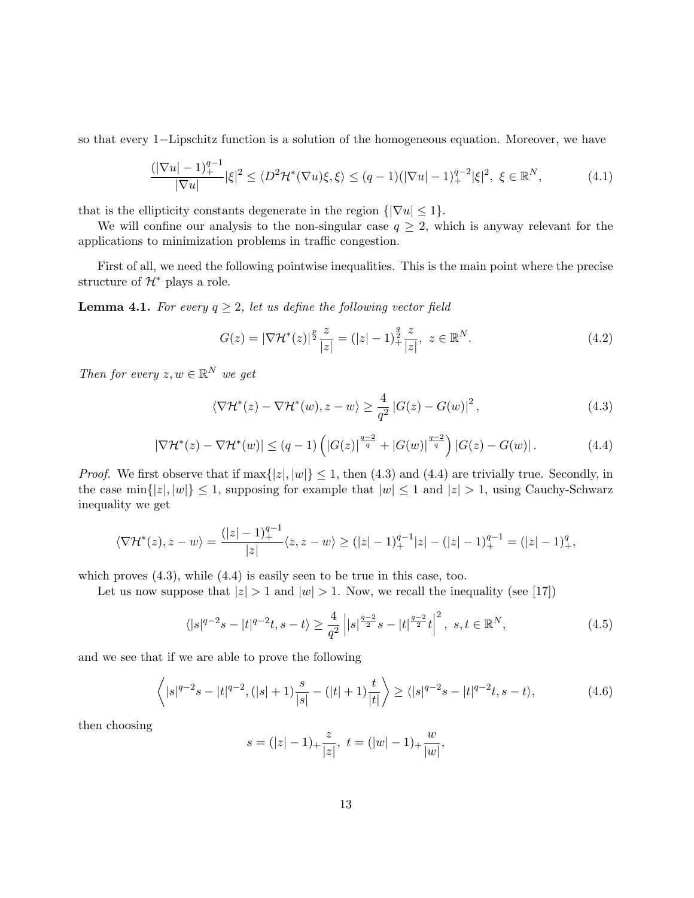so that every 1−Lipschitz function is a solution of the homogeneous equation. Moreover, we have

$$\frac{(|\nabla u|-1)_+^{q-1}}{|\nabla u|}|\xi|^2 \leq \langle D^2\mathcal{H}^*(\nabla u)\xi,\xi\rangle \leq (q-1)(|\nabla u|-1)_+^{q-2}|\xi|^2,\ \xi\in\mathbb{R}^N, \tag{4.1}$$

that is the ellipticity constants degenerate in the region $\{|\nabla u|\leq 1\}$.

We will confine our analysis to the non-singular case $q\geq 2$, which is anyway relevant for the applications to minimization problems in traffic congestion.

First of all, we need the following pointwise inequalities. This is the main point where the precise structure of $\mathcal{H}^*$ plays a role.

**Lemma 4.1.** *For every $q\geq 2$, let us define the following vector field*

$$G(z)=|\nabla\mathcal{H}^*(z)|^{\frac{p}{2}}\frac{z}{|z|}=(|z|-1)_+^{\frac{q}{2}}\frac{z}{|z|},\ z\in\mathbb{R}^N. \tag{4.2}$$

*Then for every $z,w\in\mathbb{R}^N$ we get*

$$\langle\nabla\mathcal{H}^*(z)-\nabla\mathcal{H}^*(w),z-w\rangle\geq\frac{4}{q^2}\left|G(z)-G(w)\right|^2, \tag{4.3}$$

$$|\nabla\mathcal{H}^*(z)-\nabla\mathcal{H}^*(w)|\leq(q-1)\left(|G(z)|^{\frac{q-2}{q}}+|G(w)|^{\frac{q-2}{q}}\right)|G(z)-G(w)|. \tag{4.4}$$

*Proof.* We first observe that if $\max\{|z|,|w|\}\leq 1$, then (4.3) and (4.4) are trivially true. Secondly, in the case $\min\{|z|,|w|\}\leq 1$, supposing for example that $|w|\leq 1$ and $|z|>1$, using Cauchy-Schwarz inequality we get

$$\langle\nabla\mathcal{H}^*(z),z-w\rangle=\frac{(|z|-1)_+^{q-1}}{|z|}\langle z,z-w\rangle\geq(|z|-1)_+^{q-1}|z|-(|z|-1)_+^{q-1}=(|z|-1)_+^q,$$

which proves (4.3), while (4.4) is easily seen to be true in this case, too.

Let us now suppose that $|z|>1$ and $|w|>1$. Now, we recall the inequality (see [17])

$$\langle|s|^{q-2}s-|t|^{q-2}t,s-t\rangle\geq\frac{4}{q^2}\left||s|^{\frac{q-2}{2}}s-|t|^{\frac{q-2}{2}}t\right|^2,\ s,t\in\mathbb{R}^N, \tag{4.5}$$

and we see that if we are able to prove the following

$$\left\langle|s|^{q-2}s-|t|^{q-2},(|s|+1)\frac{s}{|s|}-(|t|+1)\frac{t}{|t|}\right\rangle\geq\langle|s|^{q-2}s-|t|^{q-2}t,s-t\rangle, \tag{4.6}$$

then choosing

$$s=(|z|-1)_+\frac{z}{|z|},\ t=(|w|-1)_+\frac{w}{|w|},$$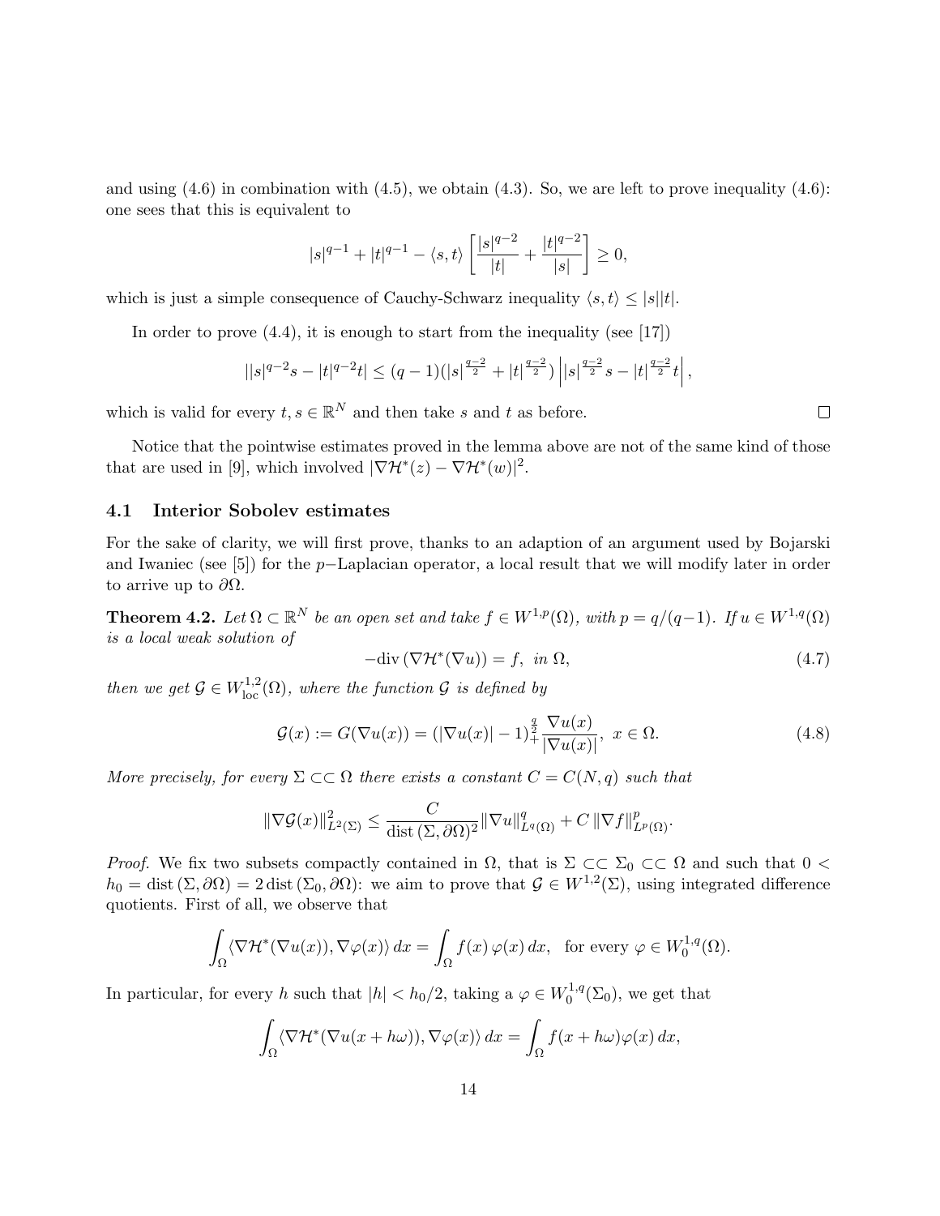and using (4.6) in combination with (4.5), we obtain (4.3). So, we are left to prove inequality (4.6): one sees that this is equivalent to

$$|s|^{q-1} + |t|^{q-1} - \langle s, t \rangle \left[ \frac{|s|^{q-2}}{|t|} + \frac{|t|^{q-2}}{|s|} \right] \geq 0,$$

which is just a simple consequence of Cauchy-Schwarz inequality $\langle s, t \rangle \leq |s||t|$.

In order to prove (4.4), it is enough to start from the inequality (see [17])

$$||s|^{q-2}s - |t|^{q-2}t| \leq (q-1)(|s|^{\frac{q-2}{2}} + |t|^{\frac{q-2}{2}}) \left| |s|^{\frac{q-2}{2}} s - |t|^{\frac{q-2}{2}} t \right|,$$

which is valid for every $t, s \in \mathbb{R}^N$ and then take $s$ and $t$ as before. $\square$

Notice that the pointwise estimates proved in the lemma above are not of the same kind of those that are used in [9], which involved $|\nabla \mathcal{H}^*(z) - \nabla \mathcal{H}^*(w)|^2$.

### 4.1 Interior Sobolev estimates

For the sake of clarity, we will first prove, thanks to an adaption of an argument used by Bojarski and Iwaniec (see [5]) for the $p-$Laplacian operator, a local result that we will modify later in order to arrive up to $\partial\Omega$.

**Theorem 4.2.** *Let $\Omega \subset \mathbb{R}^N$ be an open set and take $f \in W^{1,p}(\Omega)$, with $p = q/(q-1)$. If $u \in W^{1,q}(\Omega)$ is a local weak solution of*

$$-\mathrm{div}\,(\nabla \mathcal{H}^*(\nabla u)) = f, \;\; in\ \Omega, \tag{4.7}$$

*then we get $\mathcal{G} \in W^{1,2}_{\mathrm{loc}}(\Omega)$, where the function $\mathcal{G}$ is defined by*

$$\mathcal{G}(x) := G(\nabla u(x)) = (|\nabla u(x)| - 1)_+^{\frac{q}{2}} \frac{\nabla u(x)}{|\nabla u(x)|}, \;\; x \in \Omega. \tag{4.8}$$

*More precisely, for every $\Sigma \subset\subset \Omega$ there exists a constant $C = C(N, q)$ such that*

$$\|\nabla \mathcal{G}(x)\|^2_{L^2(\Sigma)} \leq \frac{C}{\mathrm{dist}\,(\Sigma, \partial\Omega)^2} \|\nabla u\|^q_{L^q(\Omega)} + C\,\|\nabla f\|^p_{L^p(\Omega)}.$$

*Proof.* We fix two subsets compactly contained in $\Omega$, that is $\Sigma \subset\subset \Sigma_0 \subset\subset \Omega$ and such that $0 < h_0 = \mathrm{dist}\,(\Sigma, \partial\Omega) = 2\,\mathrm{dist}\,(\Sigma_0, \partial\Omega)$: we aim to prove that $\mathcal{G} \in W^{1,2}(\Sigma)$, using integrated difference quotients. First of all, we observe that

$$\int_\Omega \langle \nabla \mathcal{H}^*(\nabla u(x)), \nabla \varphi(x) \rangle\, dx = \int_\Omega f(x)\, \varphi(x)\, dx, \;\; \text{for every } \varphi \in W^{1,q}_0(\Omega).$$

In particular, for every $h$ such that $|h| < h_0/2$, taking a $\varphi \in W^{1,q}_0(\Sigma_0)$, we get that

$$\int_\Omega \langle \nabla \mathcal{H}^*(\nabla u(x + h\omega)), \nabla \varphi(x) \rangle\, dx = \int_\Omega f(x + h\omega) \varphi(x)\, dx,$$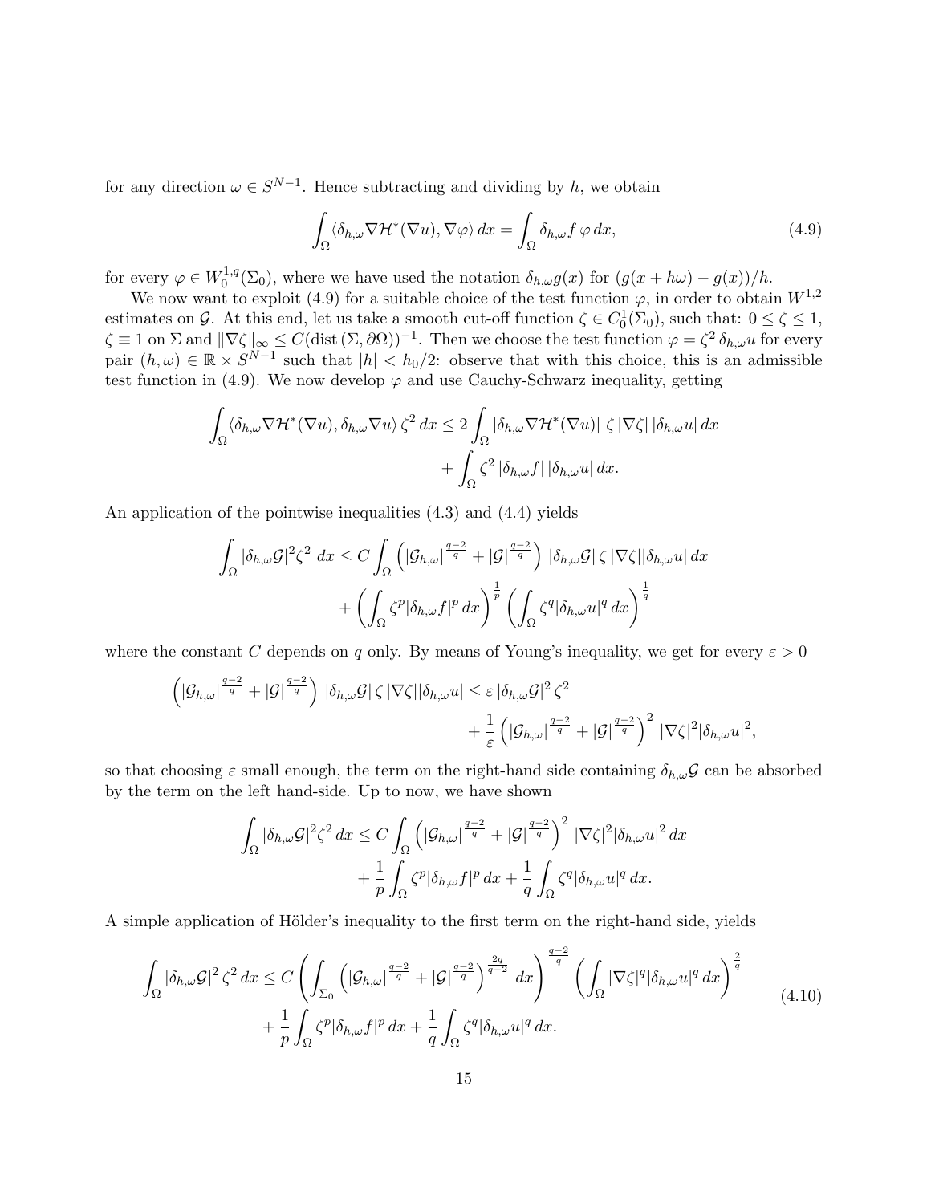for any direction $\omega \in S^{N-1}$. Hence subtracting and dividing by $h$, we obtain

$$\int_\Omega \langle \delta_{h,\omega} \nabla \mathcal{H}^*(\nabla u), \nabla \varphi \rangle \, dx = \int_\Omega \delta_{h,\omega} f \, \varphi \, dx, \tag{4.9}$$

for every $\varphi \in W^{1,q}_0(\Sigma_0)$, where we have used the notation $\delta_{h,\omega} g(x)$ for $(g(x + h\omega) - g(x))/h$.

We now want to exploit (4.9) for a suitable choice of the test function $\varphi$, in order to obtain $W^{1,2}$ estimates on $\mathcal{G}$. At this end, let us take a smooth cut-off function $\zeta \in C^1_0(\Sigma_0)$, such that: $0 \le \zeta \le 1$, $\zeta \equiv 1$ on $\Sigma$ and $\|\nabla \zeta\|_\infty \le C(\mathrm{dist}\,(\Sigma, \partial\Omega))^{-1}$. Then we choose the test function $\varphi = \zeta^2 \, \delta_{h,\omega} u$ for every pair $(h, \omega) \in \mathbb{R} \times S^{N-1}$ such that $|h| < h_0/2$: observe that with this choice, this is an admissible test function in (4.9). We now develop $\varphi$ and use Cauchy-Schwarz inequality, getting

$$\begin{aligned}\int_\Omega \langle \delta_{h,\omega} \nabla \mathcal{H}^*(\nabla u), \delta_{h,\omega} \nabla u \rangle \, \zeta^2 \, dx \le 2 \int_\Omega |\delta_{h,\omega} \nabla \mathcal{H}^*(\nabla u)| \, \zeta \, |\nabla \zeta| \, |\delta_{h,\omega} u| \, dx \\ + \int_\Omega \zeta^2 \, |\delta_{h,\omega} f| \, |\delta_{h,\omega} u| \, dx.\end{aligned}$$

An application of the pointwise inequalities (4.3) and (4.4) yields

$$\begin{aligned}\int_\Omega |\delta_{h,\omega} \mathcal{G}|^2 \zeta^2 \, dx \le C \int_\Omega \left( |\mathcal{G}_{h,\omega}|^{\frac{q-2}{q}} + |\mathcal{G}|^{\frac{q-2}{q}} \right) |\delta_{h,\omega} \mathcal{G}| \, \zeta \, |\nabla \zeta| |\delta_{h,\omega} u| \, dx \\ + \left( \int_\Omega \zeta^p |\delta_{h,\omega} f|^p \, dx \right)^{\frac{1}{p}} \left( \int_\Omega \zeta^q |\delta_{h,\omega} u|^q \, dx \right)^{\frac{1}{q}}\end{aligned}$$

where the constant $C$ depends on $q$ only. By means of Young's inequality, we get for every $\varepsilon > 0$

$$\begin{aligned}\left( |\mathcal{G}_{h,\omega}|^{\frac{q-2}{q}} + |\mathcal{G}|^{\frac{q-2}{q}} \right) |\delta_{h,\omega} \mathcal{G}| \, \zeta \, |\nabla \zeta| |\delta_{h,\omega} u| \le \varepsilon \, |\delta_{h,\omega} \mathcal{G}|^2 \, \zeta^2 \\ + \frac{1}{\varepsilon} \left( |\mathcal{G}_{h,\omega}|^{\frac{q-2}{q}} + |\mathcal{G}|^{\frac{q-2}{q}} \right)^2 |\nabla \zeta|^2 |\delta_{h,\omega} u|^2,\end{aligned}$$

so that choosing $\varepsilon$ small enough, the term on the right-hand side containing $\delta_{h,\omega} \mathcal{G}$ can be absorbed by the term on the left hand-side. Up to now, we have shown

$$\begin{aligned}\int_\Omega |\delta_{h,\omega} \mathcal{G}|^2 \zeta^2 \, dx \le C \int_\Omega \left( |\mathcal{G}_{h,\omega}|^{\frac{q-2}{q}} + |\mathcal{G}|^{\frac{q-2}{q}} \right)^2 |\nabla \zeta|^2 |\delta_{h,\omega} u|^2 \, dx \\ + \frac{1}{p} \int_\Omega \zeta^p |\delta_{h,\omega} f|^p \, dx + \frac{1}{q} \int_\Omega \zeta^q |\delta_{h,\omega} u|^q \, dx.\end{aligned}$$

A simple application of Hölder's inequality to the first term on the right-hand side, yields

$$\begin{aligned}\int_\Omega |\delta_{h,\omega} \mathcal{G}|^2 \, \zeta^2 \, dx \le C \left( \int_{\Sigma_0} \left( |\mathcal{G}_{h,\omega}|^{\frac{q-2}{q}} + |\mathcal{G}|^{\frac{q-2}{q}} \right)^{\frac{2q}{q-2}} \, dx \right)^{\frac{q-2}{q}} \left( \int_\Omega |\nabla \zeta|^q |\delta_{h,\omega} u|^q \, dx \right)^{\frac{2}{q}} \\ + \frac{1}{p} \int_\Omega \zeta^p |\delta_{h,\omega} f|^p \, dx + \frac{1}{q} \int_\Omega \zeta^q |\delta_{h,\omega} u|^q \, dx.\end{aligned} \tag{4.10}$$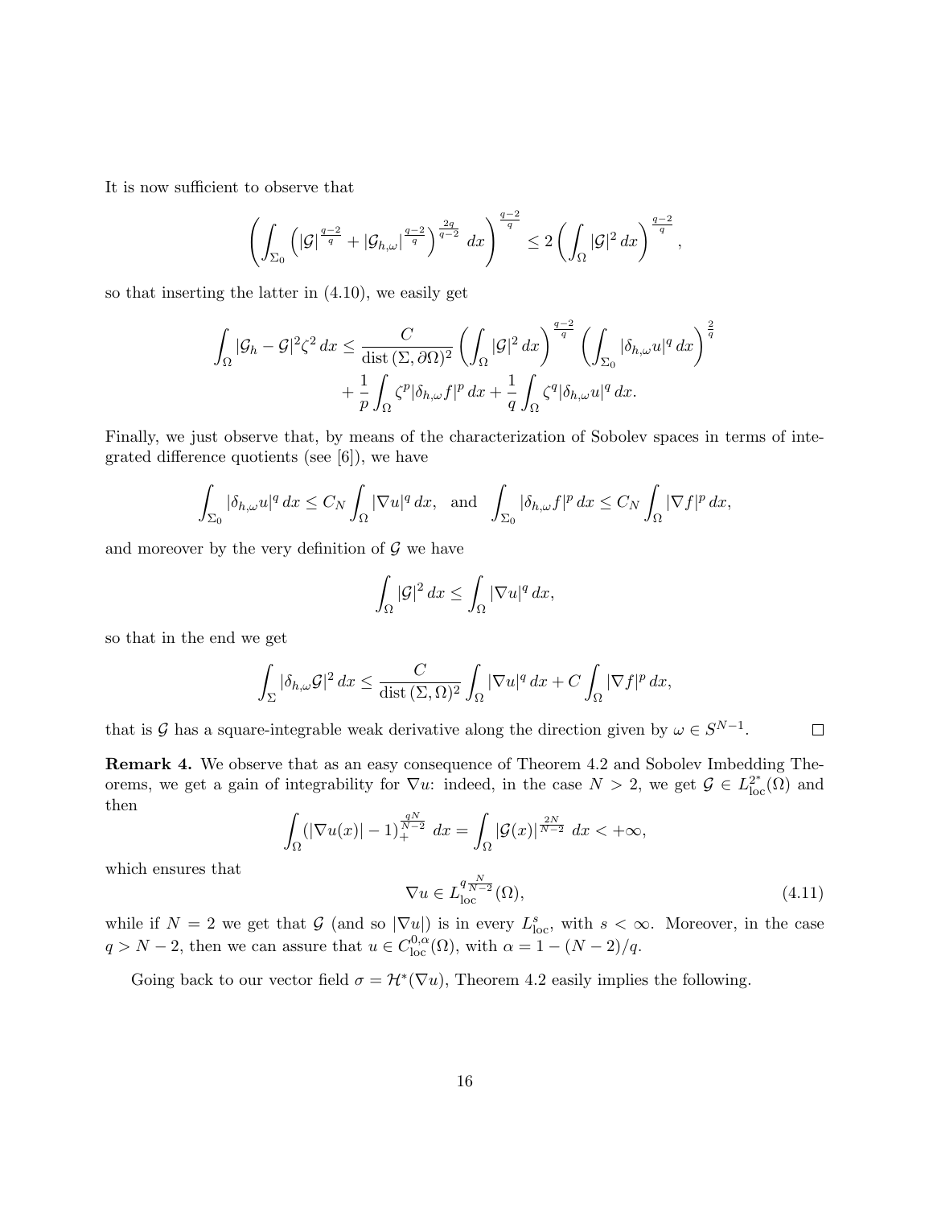It is now sufficient to observe that

$$\left( \int_{\Sigma_0} \left( |\mathcal{G}|^{\frac{q-2}{q}} + |\mathcal{G}_{h,\omega}|^{\frac{q-2}{q}} \right)^{\frac{2q}{q-2}} dx \right)^{\frac{q-2}{q}} \leq 2 \left( \int_{\Omega} |\mathcal{G}|^2 \, dx \right)^{\frac{q-2}{q}},$$

so that inserting the latter in (4.10), we easily get

$$\int_{\Omega} |\mathcal{G}_h - \mathcal{G}|^2 \zeta^2 \, dx \leq \frac{C}{\operatorname{dist}(\Sigma, \partial\Omega)^2} \left( \int_{\Omega} |\mathcal{G}|^2 \, dx \right)^{\frac{q-2}{q}} \left( \int_{\Sigma_0} |\delta_{h,\omega} u|^q \, dx \right)^{\frac{2}{q}} + \frac{1}{p} \int_{\Omega} \zeta^p |\delta_{h,\omega} f|^p \, dx + \frac{1}{q} \int_{\Omega} \zeta^q |\delta_{h,\omega} u|^q \, dx.$$

Finally, we just observe that, by means of the characterization of Sobolev spaces in terms of integrated difference quotients (see [6]), we have

$$\int_{\Sigma_0} |\delta_{h,\omega} u|^q \, dx \leq C_N \int_{\Omega} |\nabla u|^q \, dx, \quad \text{and} \quad \int_{\Sigma_0} |\delta_{h,\omega} f|^p \, dx \leq C_N \int_{\Omega} |\nabla f|^p \, dx,$$

and moreover by the very definition of $\mathcal{G}$ we have

$$\int_{\Omega} |\mathcal{G}|^2 \, dx \leq \int_{\Omega} |\nabla u|^q \, dx,$$

so that in the end we get

$$\int_{\Sigma} |\delta_{h,\omega} \mathcal{G}|^2 \, dx \leq \frac{C}{\operatorname{dist}(\Sigma, \Omega)^2} \int_{\Omega} |\nabla u|^q \, dx + C \int_{\Omega} |\nabla f|^p \, dx,$$

that is $\mathcal{G}$ has a square-integrable weak derivative along the direction given by $\omega \in S^{N-1}$. □

**Remark 4.** We observe that as an easy consequence of Theorem 4.2 and Sobolev Imbedding Theorems, we get a gain of integrability for $\nabla u$: indeed, in the case $N > 2$, we get $\mathcal{G} \in L^{2^*}_{\mathrm{loc}}(\Omega)$ and then

$$\int_{\Omega} (|\nabla u(x)| - 1)_+^{\frac{qN}{N-2}} \, dx = \int_{\Omega} |\mathcal{G}(x)|^{\frac{2N}{N-2}} \, dx < +\infty,$$

which ensures that

$$\nabla u \in L^{q\frac{N}{N-2}}_{\mathrm{loc}}(\Omega), \tag{4.11}$$

while if $N = 2$ we get that $\mathcal{G}$ (and so $|\nabla u|$) is in every $L^s_{\mathrm{loc}}$, with $s < \infty$. Moreover, in the case $q > N - 2$, then we can assure that $u \in C^{0,\alpha}_{\mathrm{loc}}(\Omega)$, with $\alpha = 1 - (N-2)/q$.

Going back to our vector field $\sigma = \mathcal{H}^*(\nabla u)$, Theorem 4.2 easily implies the following.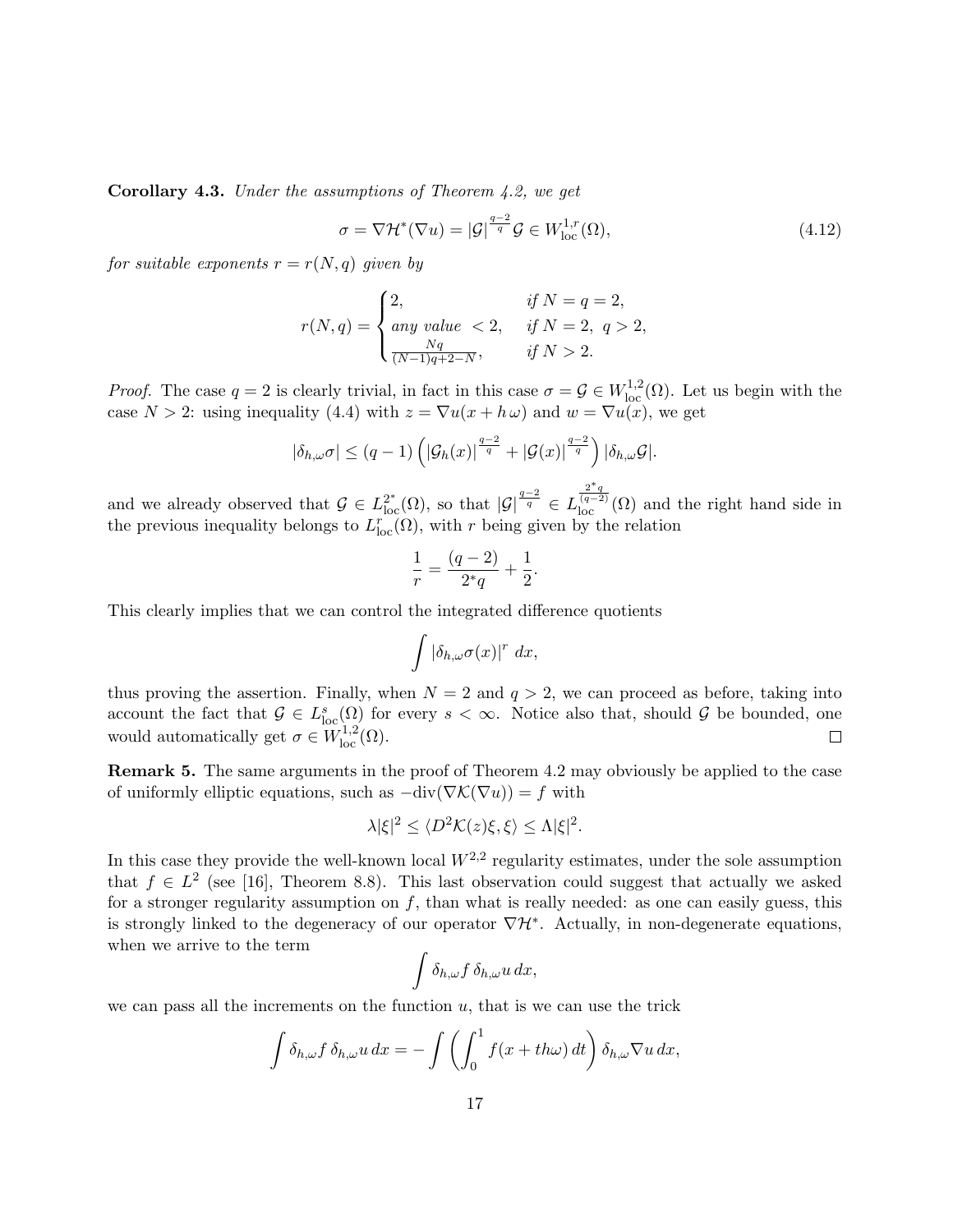**Corollary 4.3.** *Under the assumptions of Theorem 4.2, we get*

$$\sigma = \nabla \mathcal{H}^*(\nabla u) = |\mathcal{G}|^{\frac{q-2}{q}} \mathcal{G} \in W^{1,r}_{\rm loc}(\Omega), \tag{4.12}$$

*for suitable exponents $r = r(N, q)$ given by*

$$r(N,q) = \begin{cases} 2, & \text{if } N = q = 2, \\ \text{any value } < 2, & \text{if } N = 2,\ q > 2, \\ \frac{Nq}{(N-1)q + 2 - N}, & \text{if } N > 2. \end{cases}$$

*Proof.* The case $q = 2$ is clearly trivial, in fact in this case $\sigma = \mathcal{G} \in W^{1,2}_{\rm loc}(\Omega)$. Let us begin with the case $N > 2$: using inequality (4.4) with $z = \nabla u(x + h\,\omega)$ and $w = \nabla u(x)$, we get

$$|\delta_{h,\omega} \sigma| \leq (q-1) \left( |\mathcal{G}_h(x)|^{\frac{q-2}{q}} + |\mathcal{G}(x)|^{\frac{q-2}{q}} \right) |\delta_{h,\omega} \mathcal{G}|.$$

and we already observed that $\mathcal{G} \in L^{2^*}_{\rm loc}(\Omega)$, so that $|\mathcal{G}|^{\frac{q-2}{q}} \in L^{\frac{2^* q}{(q-2)}}_{\rm loc}(\Omega)$ and the right hand side in the previous inequality belongs to $L^r_{\rm loc}(\Omega)$, with $r$ being given by the relation

$$\frac{1}{r} = \frac{(q-2)}{2^* q} + \frac{1}{2}.$$

This clearly implies that we can control the integrated difference quotients

$$\int |\delta_{h,\omega} \sigma(x)|^r \, dx,$$

thus proving the assertion. Finally, when $N = 2$ and $q > 2$, we can proceed as before, taking into account the fact that $\mathcal{G} \in L^s_{\rm loc}(\Omega)$ for every $s < \infty$. Notice also that, should $\mathcal{G}$ be bounded, one would automatically get $\sigma \in W^{1,2}_{\rm loc}(\Omega)$. $\square$

**Remark 5.** The same arguments in the proof of Theorem 4.2 may obviously be applied to the case of uniformly elliptic equations, such as $-\text{div}(\nabla \mathcal{K}(\nabla u)) = f$ with

$$\lambda |\xi|^2 \leq \langle D^2 \mathcal{K}(z) \xi, \xi \rangle \leq \Lambda |\xi|^2.$$

In this case they provide the well-known local $W^{2,2}$ regularity estimates, under the sole assumption that $f \in L^2$ (see [16], Theorem 8.8). This last observation could suggest that actually we asked for a stronger regularity assumption on $f$, than what is really needed: as one can easily guess, this is strongly linked to the degeneracy of our operator $\nabla \mathcal{H}^*$. Actually, in non-degenerate equations, when we arrive to the term

$$\int \delta_{h,\omega} f \, \delta_{h,\omega} u \, dx,$$

we can pass all the increments on the function $u$, that is we can use the trick

$$\int \delta_{h,\omega} f \, \delta_{h,\omega} u \, dx = - \int \left( \int_0^1 f(x + th\omega) \, dt \right) \delta_{h,\omega} \nabla u \, dx,$$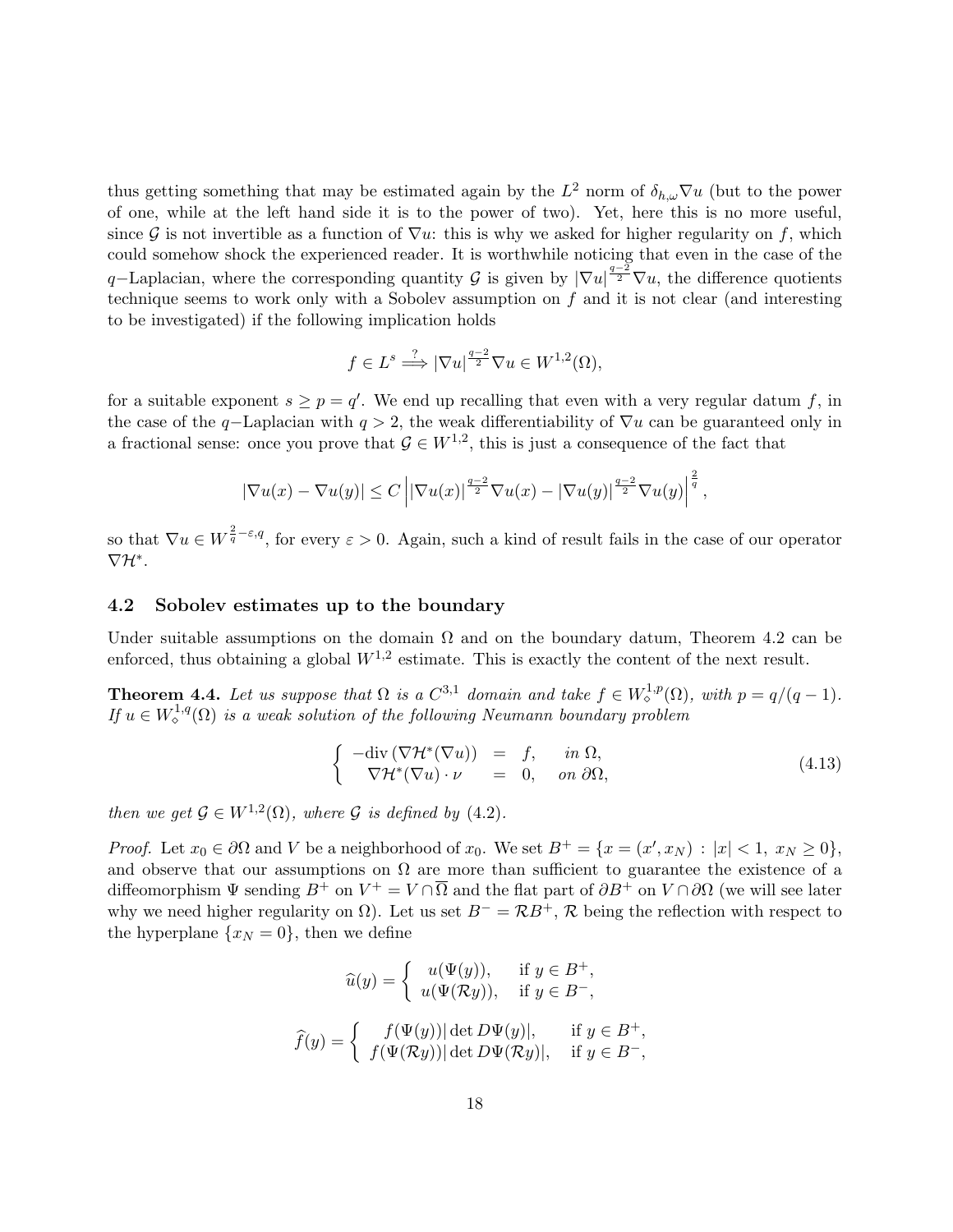thus getting something that may be estimated again by the $L^2$ norm of $\delta_{h,\omega}\nabla u$ (but to the power of one, while at the left hand side it is to the power of two). Yet, here this is no more useful, since $\mathcal{G}$ is not invertible as a function of $\nabla u$: this is why we asked for higher regularity on $f$, which could somehow shock the experienced reader. It is worthwhile noticing that even in the case of the $q-$Laplacian, where the corresponding quantity $\mathcal{G}$ is given by $|\nabla u|^{\frac{q-2}{2}}\nabla u$, the difference quotients technique seems to work only with a Sobolev assumption on $f$ and it is not clear (and interesting to be investigated) if the following implication holds

$$f \in L^s \overset{?}{\Longrightarrow} |\nabla u|^{\frac{q-2}{2}}\nabla u \in W^{1,2}(\Omega),$$

for a suitable exponent $s \geq p = q'$. We end up recalling that even with a very regular datum $f$, in the case of the $q-$Laplacian with $q > 2$, the weak differentiability of $\nabla u$ can be guaranteed only in a fractional sense: once you prove that $\mathcal{G} \in W^{1,2}$, this is just a consequence of the fact that

$$|\nabla u(x) - \nabla u(y)| \leq C \left| |\nabla u(x)|^{\frac{q-2}{2}}\nabla u(x) - |\nabla u(y)|^{\frac{q-2}{2}}\nabla u(y)\right|^{\frac{2}{q}},$$

so that $\nabla u \in W^{\frac{2}{q}-\varepsilon,q}$, for every $\varepsilon > 0$. Again, such a kind of result fails in the case of our operator $\nabla\mathcal{H}^*$.

## 4.2 Sobolev estimates up to the boundary

Under suitable assumptions on the domain $\Omega$ and on the boundary datum, Theorem 4.2 can be enforced, thus obtaining a global $W^{1,2}$ estimate. This is exactly the content of the next result.

**Theorem 4.4.** *Let us suppose that $\Omega$ is a $C^{3,1}$ domain and take $f \in W^{1,p}_\diamond(\Omega)$, with $p = q/(q-1)$. If $u \in W^{1,q}_\diamond(\Omega)$ is a weak solution of the following Neumann boundary problem*

$$\left\{ \begin{array}{rcll} -\mathrm{div}\,(\nabla\mathcal{H}^*(\nabla u)) & = & f, & \text{in } \Omega, \\ \nabla\mathcal{H}^*(\nabla u)\cdot\nu & = & 0, & \text{on } \partial\Omega, \end{array} \right. \tag{4.13}$$

*then we get $\mathcal{G} \in W^{1,2}(\Omega)$, where $\mathcal{G}$ is defined by (4.2).*

*Proof.* Let $x_0 \in \partial\Omega$ and $V$ be a neighborhood of $x_0$. We set $B^+ = \{x = (x', x_N) : |x| < 1,\ x_N \geq 0\}$, and observe that our assumptions on $\Omega$ are more than sufficient to guarantee the existence of a diffeomorphism $\Psi$ sending $B^+$ on $V^+ = V \cap \overline{\Omega}$ and the flat part of $\partial B^+$ on $V \cap \partial\Omega$ (we will see later why we need higher regularity on $\Omega$). Let us set $B^- = \mathcal{R}B^+$, $\mathcal{R}$ being the reflection with respect to the hyperplane $\{x_N = 0\}$, then we define

$$\widehat{u}(y) = \left\{ \begin{array}{ll} u(\Psi(y)), & \text{if } y \in B^+, \\ u(\Psi(\mathcal{R}y)), & \text{if } y \in B^-, \end{array} \right.$$

$$\widehat{f}(y) = \left\{ \begin{array}{ll} f(\Psi(y))|\det D\Psi(y)|, & \text{if } y \in B^+, \\ f(\Psi(\mathcal{R}y))|\det D\Psi(\mathcal{R}y)|, & \text{if } y \in B^-, \end{array} \right.$$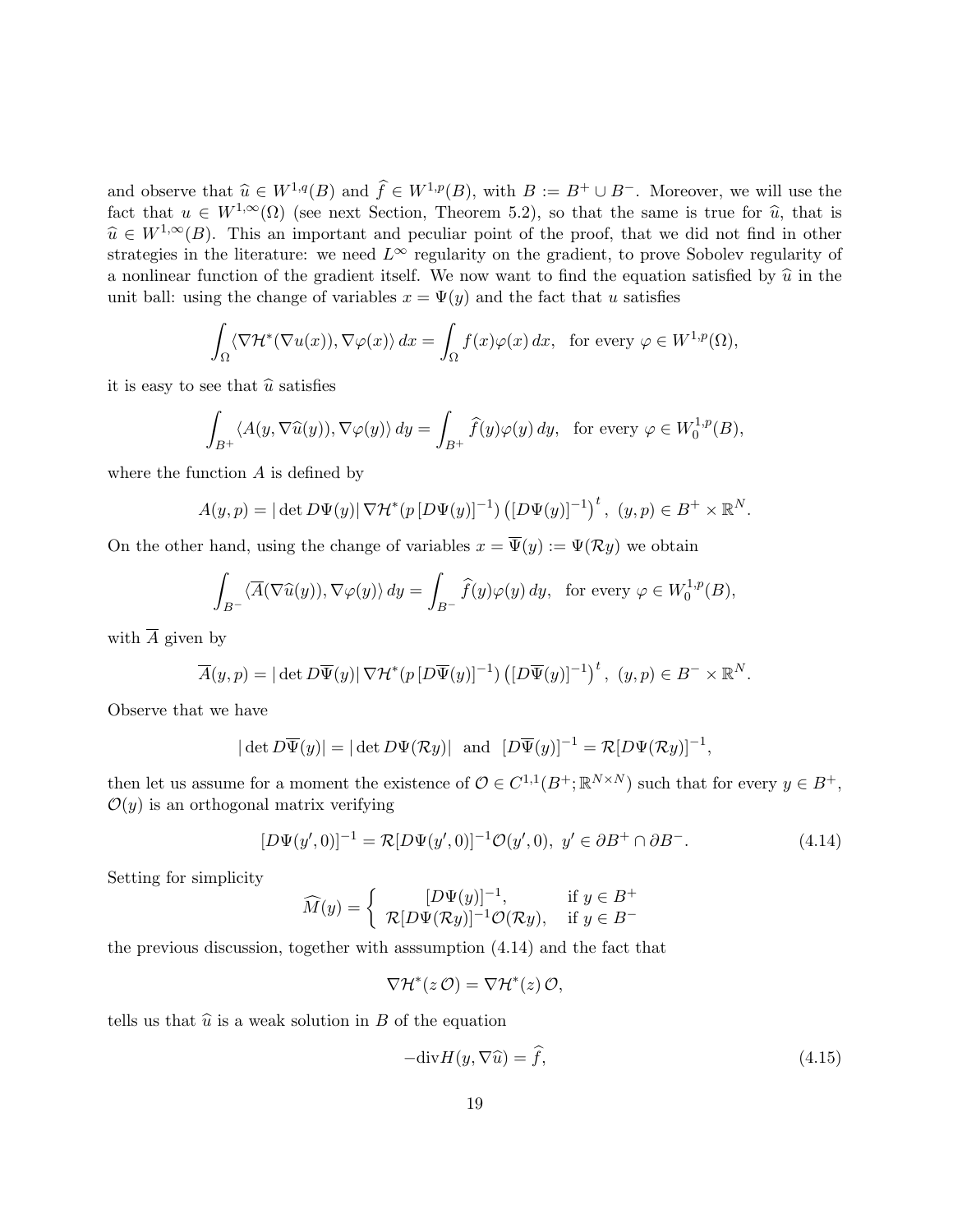and observe that $\widehat{u} \in W^{1,q}(B)$ and $\widehat{f} \in W^{1,p}(B)$, with $B := B^+ \cup B^-$. Moreover, we will use the fact that $u \in W^{1,\infty}(\Omega)$ (see next Section, Theorem 5.2), so that the same is true for $\widehat{u}$, that is $\widehat{u} \in W^{1,\infty}(B)$. This an important and peculiar point of the proof, that we did not find in other strategies in the literature: we need $L^\infty$ regularity on the gradient, to prove Sobolev regularity of a nonlinear function of the gradient itself. We now want to find the equation satisfied by $\widehat{u}$ in the unit ball: using the change of variables $x = \Psi(y)$ and the fact that $u$ satisfies

$$\int_\Omega \langle \nabla \mathcal{H}^*(\nabla u(x)), \nabla \varphi(x) \rangle \, dx = \int_\Omega f(x)\varphi(x)\, dx, \quad \text{for every } \varphi \in W^{1,p}(\Omega),$$

it is easy to see that $\widehat{u}$ satisfies

$$\int_{B^+} \langle A(y, \nabla \widehat{u}(y)), \nabla \varphi(y) \rangle \, dy = \int_{B^+} \widehat{f}(y)\varphi(y)\, dy, \quad \text{for every } \varphi \in W^{1,p}_0(B),$$

where the function $A$ is defined by

$$A(y,p) = |\det D\Psi(y)|\, \nabla \mathcal{H}^*(p\, [D\Psi(y)]^{-1}) \left([D\Psi(y)]^{-1}\right)^t, \ (y,p) \in B^+ \times \mathbb{R}^N.$$

On the other hand, using the change of variables $x = \overline{\Psi}(y) := \Psi(\mathcal{R}y)$ we obtain

$$\int_{B^-} \langle \overline{A}(\nabla \widehat{u}(y)), \nabla \varphi(y) \rangle \, dy = \int_{B^-} \widehat{f}(y)\varphi(y)\, dy, \quad \text{for every } \varphi \in W^{1,p}_0(B),$$

with $\overline{A}$ given by

$$\overline{A}(y,p) = |\det D\overline{\Psi}(y)|\, \nabla \mathcal{H}^*(p\, [D\overline{\Psi}(y)]^{-1}) \left([D\overline{\Psi}(y)]^{-1}\right)^t, \ (y,p) \in B^- \times \mathbb{R}^N.$$

Observe that we have

$$|\det D\overline{\Psi}(y)| = |\det D\Psi(\mathcal{R}y)| \quad \text{and} \quad [D\overline{\Psi}(y)]^{-1} = \mathcal{R}[D\Psi(\mathcal{R}y)]^{-1},$$

then let us assume for a moment the existence of $\mathcal{O} \in C^{1,1}(B^+; \mathbb{R}^{N\times N})$ such that for every $y \in B^+$, $\mathcal{O}(y)$ is an orthogonal matrix verifying

$$[D\Psi(y',0)]^{-1} = \mathcal{R}[D\Psi(y',0)]^{-1}\mathcal{O}(y',0), \ y' \in \partial B^+ \cap \partial B^-. \tag{4.14}$$

Setting for simplicity

$$\widehat{M}(y) = \begin{cases} [D\Psi(y)]^{-1}, & \text{if } y \in B^+ \\ \mathcal{R}[D\Psi(\mathcal{R}y)]^{-1}\mathcal{O}(\mathcal{R}y), & \text{if } y \in B^- \end{cases}$$

the previous discussion, together with asssumption (4.14) and the fact that

$$\nabla \mathcal{H}^*(z\, \mathcal{O}) = \nabla \mathcal{H}^*(z)\, \mathcal{O},$$

tells us that $\widehat{u}$ is a weak solution in $B$ of the equation

$$-\mathrm{div} H(y, \nabla \widehat{u}) = \widehat{f}, \tag{4.15}$$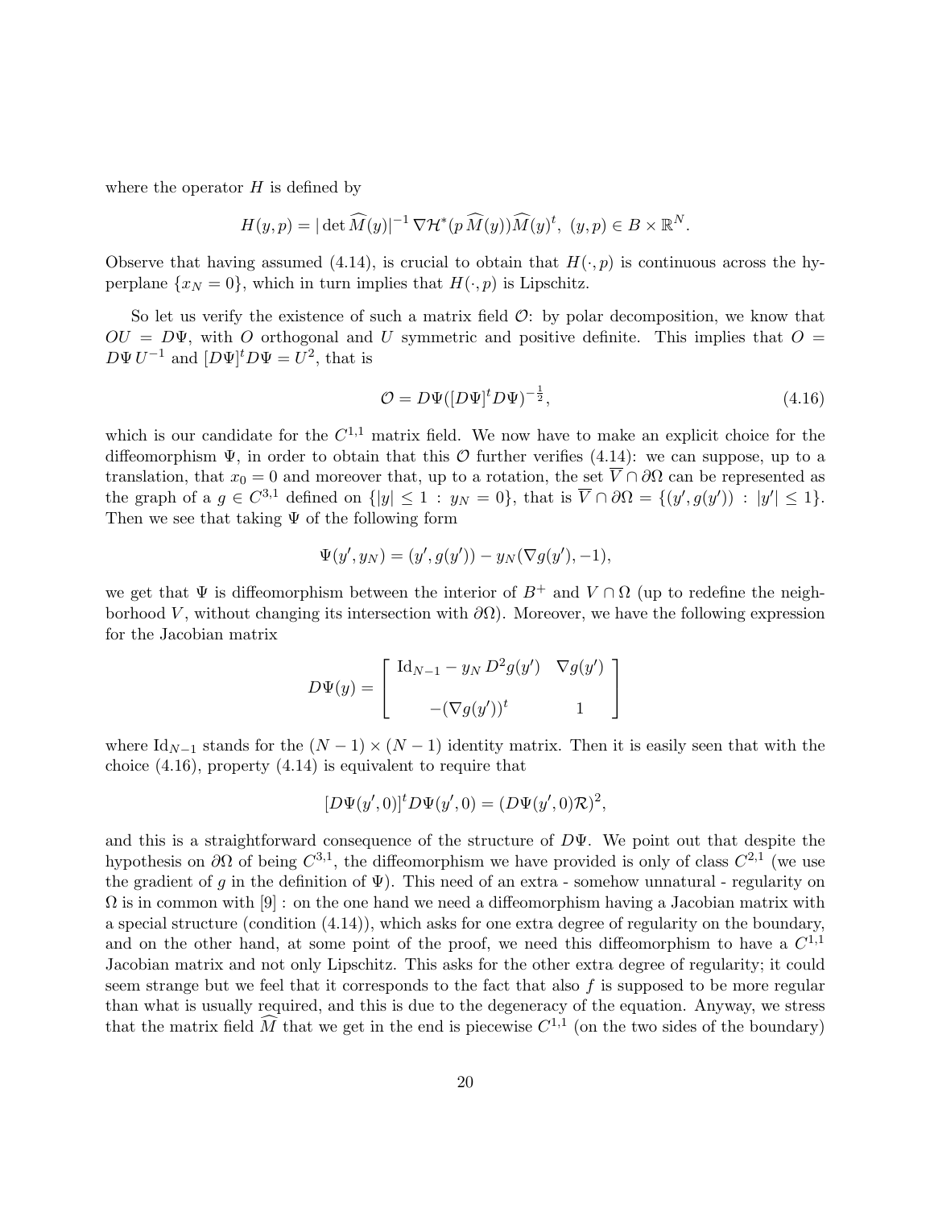where the operator $H$ is defined by

$$H(y,p) = |\det \widehat{M}(y)|^{-1}\, \nabla \mathcal{H}^*(p\, \widehat{M}(y))\widehat{M}(y)^t,\ \ (y,p) \in B \times \mathbb{R}^N.$$

Observe that having assumed (4.14), is crucial to obtain that $H(\cdot, p)$ is continuous across the hyperplane $\{x_N = 0\}$, which in turn implies that $H(\cdot, p)$ is Lipschitz.

So let us verify the existence of such a matrix field $\mathcal{O}$: by polar decomposition, we know that $OU = D\Psi$, with $O$ orthogonal and $U$ symmetric and positive definite. This implies that $O = D\Psi\, U^{-1}$ and $[D\Psi]^t D\Psi = U^2$, that is

$$\mathcal{O} = D\Psi([D\Psi]^t D\Psi)^{-\frac{1}{2}}, \tag{4.16}$$

which is our candidate for the $C^{1,1}$ matrix field. We now have to make an explicit choice for the diffeomorphism $\Psi$, in order to obtain that this $\mathcal{O}$ further verifies (4.14): we can suppose, up to a translation, that $x_0 = 0$ and moreover that, up to a rotation, the set $\overline{V} \cap \partial\Omega$ can be represented as the graph of a $g \in C^{3,1}$ defined on $\{|y| \leq 1 \,:\, y_N = 0\}$, that is $\overline{V} \cap \partial\Omega = \{(y', g(y')) \,:\, |y'| \leq 1\}$. Then we see that taking $\Psi$ of the following form

$$\Psi(y', y_N) = (y', g(y')) - y_N(\nabla g(y'), -1),$$

we get that $\Psi$ is diffeomorphism between the interior of $B^+$ and $V \cap \Omega$ (up to redefine the neighborhood $V$, without changing its intersection with $\partial\Omega$). Moreover, we have the following expression for the Jacobian matrix

$$D\Psi(y) = \begin{bmatrix} \mathrm{Id}_{N-1} - y_N\, D^2 g(y') & \nabla g(y') \\ & \\ -(\nabla g(y'))^t & 1 \end{bmatrix}$$

where $\mathrm{Id}_{N-1}$ stands for the $(N-1) \times (N-1)$ identity matrix. Then it is easily seen that with the choice (4.16), property (4.14) is equivalent to require that

$$[D\Psi(y', 0)]^t D\Psi(y', 0) = (D\Psi(y', 0)\mathcal{R})^2,$$

and this is a straightforward consequence of the structure of $D\Psi$. We point out that despite the hypothesis on $\partial\Omega$ of being $C^{3,1}$, the diffeomorphism we have provided is only of class $C^{2,1}$ (we use the gradient of $g$ in the definition of $\Psi$). This need of an extra - somehow unnatural - regularity on $\Omega$ is in common with [9] : on the one hand we need a diffeomorphism having a Jacobian matrix with a special structure (condition (4.14)), which asks for one extra degree of regularity on the boundary, and on the other hand, at some point of the proof, we need this diffeomorphism to have a $C^{1,1}$ Jacobian matrix and not only Lipschitz. This asks for the other extra degree of regularity; it could seem strange but we feel that it corresponds to the fact that also $f$ is supposed to be more regular than what is usually required, and this is due to the degeneracy of the equation. Anyway, we stress that the matrix field $\widehat{M}$ that we get in the end is piecewise $C^{1,1}$ (on the two sides of the boundary)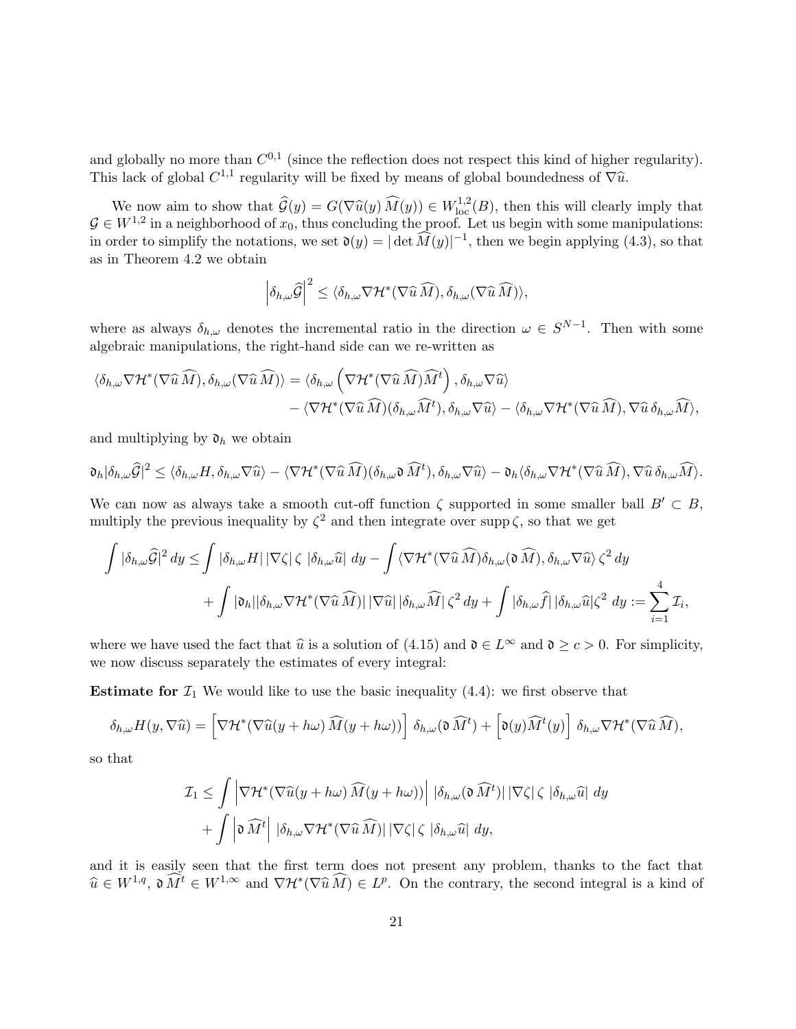and globally no more than $C^{0,1}$ (since the reflection does not respect this kind of higher regularity). This lack of global $C^{1,1}$ regularity will be fixed by means of global boundedness of $\nabla \widehat{u}$.

We now aim to show that $\widehat{\mathcal{G}}(y) = G(\nabla \widehat{u}(y)\, \widehat{M}(y)) \in W^{1,2}_{\rm loc}(B)$, then this will clearly imply that $\mathcal{G} \in W^{1,2}$ in a neighborhood of $x_0$, thus concluding the proof. Let us begin with some manipulations: in order to simplify the notations, we set $\mathfrak{d}(y) = |\det \widehat{M}(y)|^{-1}$, then we begin applying (4.3), so that as in Theorem 4.2 we obtain

$$\left|\delta_{h,\omega} \widehat{\mathcal{G}}\right|^2 \leq \langle \delta_{h,\omega} \nabla \mathcal{H}^*(\nabla \widehat{u}\, \widehat{M}), \delta_{h,\omega}(\nabla \widehat{u}\, \widehat{M})\rangle,$$

where as always $\delta_{h,\omega}$ denotes the incremental ratio in the direction $\omega \in S^{N-1}$. Then with some algebraic manipulations, the right-hand side can we re-written as

$$\begin{aligned}\langle \delta_{h,\omega} \nabla \mathcal{H}^*(\nabla \widehat{u}\, \widehat{M}), \delta_{h,\omega}(\nabla \widehat{u}\, \widehat{M})\rangle &= \langle \delta_{h,\omega}\left(\nabla \mathcal{H}^*(\nabla \widehat{u}\, \widehat{M})\widehat{M}^t\right), \delta_{h,\omega} \nabla \widehat{u}\rangle \\ &\quad - \langle \nabla \mathcal{H}^*(\nabla \widehat{u}\, \widehat{M})(\delta_{h,\omega} \widehat{M}^t), \delta_{h,\omega} \nabla \widehat{u}\rangle - \langle \delta_{h,\omega} \nabla \mathcal{H}^*(\nabla \widehat{u}\, \widehat{M}), \nabla \widehat{u}\, \delta_{h,\omega} \widehat{M}\rangle,\end{aligned}$$

and multiplying by $\mathfrak{d}_h$ we obtain

$$\mathfrak{d}_h |\delta_{h,\omega} \widehat{\mathcal{G}}|^2 \leq \langle \delta_{h,\omega} H, \delta_{h,\omega} \nabla \widehat{u}\rangle - \langle \nabla \mathcal{H}^*(\nabla \widehat{u}\, \widehat{M})(\delta_{h,\omega} \mathfrak{d}\, \widehat{M}^t), \delta_{h,\omega} \nabla \widehat{u}\rangle - \mathfrak{d}_h \langle \delta_{h,\omega} \nabla \mathcal{H}^*(\nabla \widehat{u}\, \widehat{M}), \nabla \widehat{u}\, \delta_{h,\omega} \widehat{M}\rangle.$$

We can now as always take a smooth cut-off function $\zeta$ supported in some smaller ball $B' \subset B$, multiply the previous inequality by $\zeta^2$ and then integrate over $\operatorname{supp} \zeta$, so that we get

$$\begin{aligned}\int |\delta_{h,\omega} \widehat{\mathcal{G}}|^2\, dy &\leq \int |\delta_{h,\omega} H|\, |\nabla \zeta|\, \zeta\, |\delta_{h,\omega} \widehat{u}|\, dy - \int \langle \nabla \mathcal{H}^*(\nabla \widehat{u}\, \widehat{M}) \delta_{h,\omega}(\mathfrak{d}\, \widehat{M}), \delta_{h,\omega} \nabla \widehat{u}\rangle\, \zeta^2\, dy \\ &\quad + \int |\mathfrak{d}_h| |\delta_{h,\omega} \nabla \mathcal{H}^*(\nabla \widehat{u}\, \widehat{M})|\, |\nabla \widehat{u}|\, |\delta_{h,\omega} \widehat{M}|\, \zeta^2\, dy + \int |\delta_{h,\omega} \widehat{f}|\, |\delta_{h,\omega} \widehat{u}| \zeta^2\, dy := \sum_{i=1}^4 \mathcal{I}_i,\end{aligned}$$

where we have used the fact that $\widehat{u}$ is a solution of (4.15) and $\mathfrak{d} \in L^\infty$ and $\mathfrak{d} \geq c > 0$. For simplicity, we now discuss separately the estimates of every integral:

**Estimate for $\mathcal{I}_1$** We would like to use the basic inequality (4.4): we first observe that

$$\delta_{h,\omega} H(y, \nabla \widehat{u}) = \left[\nabla \mathcal{H}^*(\nabla \widehat{u}(y + h\omega)\, \widehat{M}(y + h\omega))\right] \delta_{h,\omega}(\mathfrak{d}\, \widehat{M}^t) + \left[\mathfrak{d}(y) \widehat{M}^t(y)\right] \delta_{h,\omega} \nabla \mathcal{H}^*(\nabla \widehat{u}\, \widehat{M}),$$

so that

$$\begin{aligned}\mathcal{I}_1 &\leq \int \left|\nabla \mathcal{H}^*(\nabla \widehat{u}(y + h\omega)\, \widehat{M}(y + h\omega))\right| |\delta_{h,\omega}(\mathfrak{d}\, \widehat{M}^t)|\, |\nabla \zeta|\, \zeta\, |\delta_{h,\omega} \widehat{u}|\, dy \\ &\quad + \int \left|\mathfrak{d}\, \widehat{M}^t\right| |\delta_{h,\omega} \nabla \mathcal{H}^*(\nabla \widehat{u}\, \widehat{M})|\, |\nabla \zeta|\, \zeta\, |\delta_{h,\omega} \widehat{u}|\, dy,\end{aligned}$$

and it is easily seen that the first term does not present any problem, thanks to the fact that $\widehat{u} \in W^{1,q}$, $\mathfrak{d}\, \widehat{M}^t \in W^{1,\infty}$ and $\nabla \mathcal{H}^*(\nabla \widehat{u}\, \widehat{M}) \in L^p$. On the contrary, the second integral is a kind of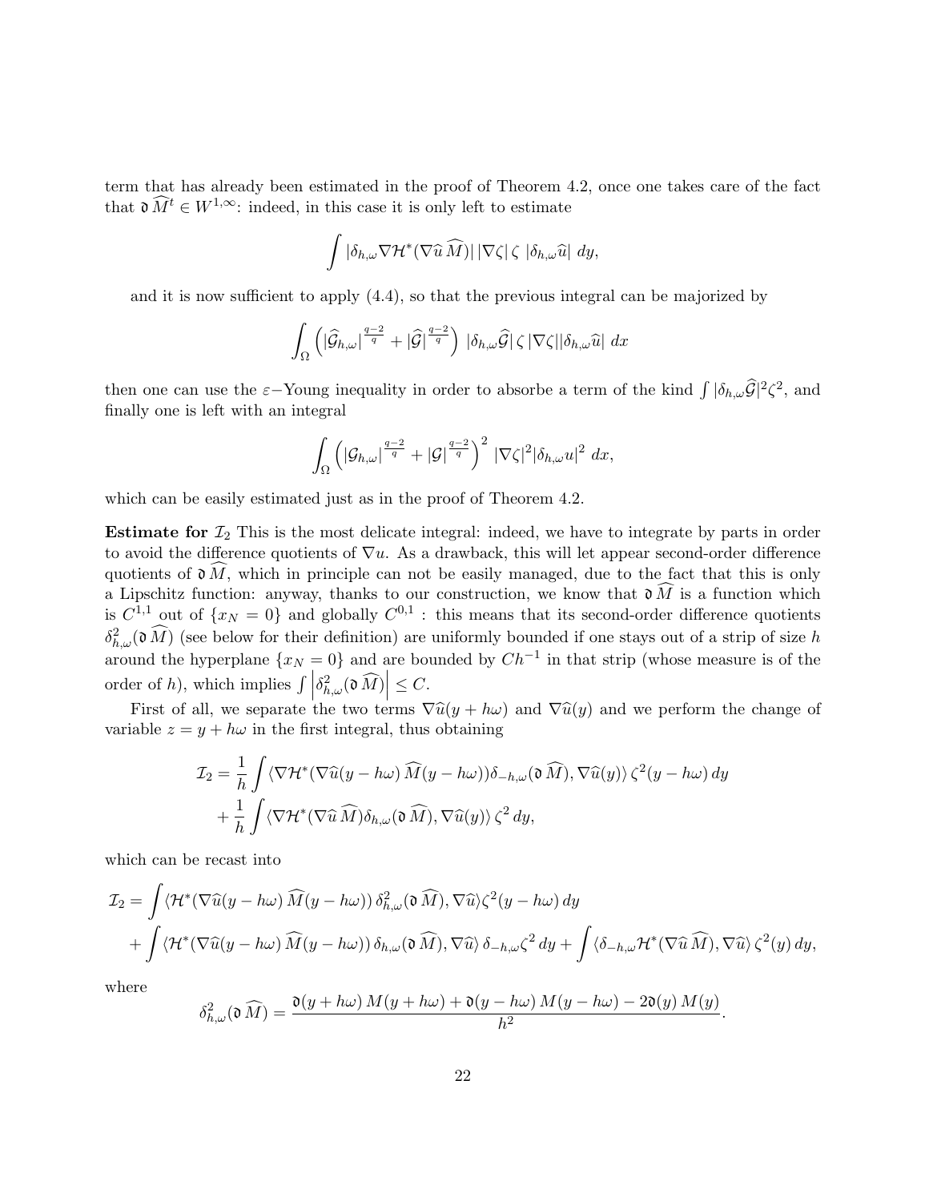term that has already been estimated in the proof of Theorem 4.2, once one takes care of the fact that $\mathfrak{d}\,\widehat{M}^t \in W^{1,\infty}$: indeed, in this case it is only left to estimate

$$\int |\delta_{h,\omega} \nabla \mathcal{H}^*(\nabla \widehat{u}\, \widehat{M})|\, |\nabla \zeta|\, \zeta\, |\delta_{h,\omega} \widehat{u}|\; dy,$$

and it is now sufficient to apply (4.4), so that the previous integral can be majorized by

$$\int_\Omega \left( |\widehat{\mathcal{G}}_{h,\omega}|^{\frac{q-2}{q}} + |\widehat{\mathcal{G}}|^{\frac{q-2}{q}} \right)\, |\delta_{h,\omega} \widehat{\mathcal{G}}|\, \zeta\, |\nabla \zeta| |\delta_{h,\omega} \widehat{u}|\; dx$$

then one can use the $\varepsilon-$Young inequality in order to absorbe a term of the kind $\int |\delta_{h,\omega} \widehat{\mathcal{G}}|^2 \zeta^2$, and finally one is left with an integral

$$\int_\Omega \left( |\mathcal{G}_{h,\omega}|^{\frac{q-2}{q}} + |\mathcal{G}|^{\frac{q-2}{q}} \right)^2\, |\nabla \zeta|^2 |\delta_{h,\omega} u|^2\; dx,$$

which can be easily estimated just as in the proof of Theorem 4.2.

**Estimate for $\mathcal{I}_2$** This is the most delicate integral: indeed, we have to integrate by parts in order to avoid the difference quotients of $\nabla u$. As a drawback, this will let appear second-order difference quotients of $\mathfrak{d}\,\widehat{M}$, which in principle can not be easily managed, due to the fact that this is only a Lipschitz function: anyway, thanks to our construction, we know that $\mathfrak{d}\,\widehat{M}$ is a function which is $C^{1,1}$ out of $\{x_N = 0\}$ and globally $C^{0,1}$ : this means that its second-order difference quotients $\delta^2_{h,\omega}(\mathfrak{d}\,\widehat{M})$ (see below for their definition) are uniformly bounded if one stays out of a strip of size $h$ around the hyperplane $\{x_N = 0\}$ and are bounded by $Ch^{-1}$ in that strip (whose measure is of the order of $h$), which implies $\int \left|\delta^2_{h,\omega}(\mathfrak{d}\,\widehat{M})\right| \le C$.

First of all, we separate the two terms $\nabla \widehat{u}(y + h\omega)$ and $\nabla \widehat{u}(y)$ and we perform the change of variable $z = y + h\omega$ in the first integral, thus obtaining

$$\begin{aligned}
\mathcal{I}_2 &= \frac{1}{h} \int \langle \nabla \mathcal{H}^*(\nabla \widehat{u}(y - h\omega)\, \widehat{M}(y - h\omega)) \delta_{-h,\omega}(\mathfrak{d}\,\widehat{M}), \nabla \widehat{u}(y) \rangle\, \zeta^2(y - h\omega)\, dy \\
&\quad + \frac{1}{h} \int \langle \nabla \mathcal{H}^*(\nabla \widehat{u}\, \widehat{M}) \delta_{h,\omega}(\mathfrak{d}\,\widehat{M}), \nabla \widehat{u}(y) \rangle\, \zeta^2\, dy,
\end{aligned}$$

which can be recast into

$$\begin{aligned}
\mathcal{I}_2 &= \int \langle \mathcal{H}^*(\nabla \widehat{u}(y - h\omega)\, \widehat{M}(y - h\omega))\, \delta^2_{h,\omega}(\mathfrak{d}\,\widehat{M}), \nabla \widehat{u} \rangle \zeta^2(y - h\omega)\, dy \\
&\quad + \int \langle \mathcal{H}^*(\nabla \widehat{u}(y - h\omega)\, \widehat{M}(y - h\omega))\, \delta_{h,\omega}(\mathfrak{d}\,\widehat{M}), \nabla \widehat{u} \rangle\, \delta_{-h,\omega} \zeta^2\, dy + \int \langle \delta_{-h,\omega} \mathcal{H}^*(\nabla \widehat{u}\, \widehat{M}), \nabla \widehat{u} \rangle\, \zeta^2(y)\, dy,
\end{aligned}$$

where

$$\delta^2_{h,\omega}(\mathfrak{d}\,\widehat{M}) = \frac{\mathfrak{d}(y + h\omega)\, M(y + h\omega) + \mathfrak{d}(y - h\omega)\, M(y - h\omega) - 2\mathfrak{d}(y)\, M(y)}{h^2}.$$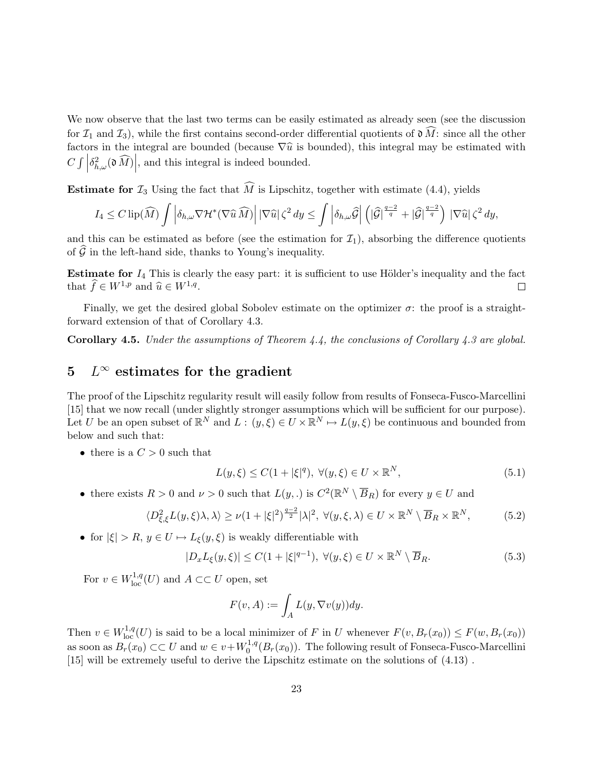We now observe that the last two terms can be easily estimated as already seen (see the discussion for $\mathcal{I}_1$ and $\mathcal{I}_3$), while the first contains second-order differential quotients of $\mathfrak{d}\,\widehat{M}$: since all the other factors in the integral are bounded (because $\nabla\widehat{u}$ is bounded), this integral may be estimated with $C\int\left|\delta^2_{h,\omega}(\mathfrak{d}\,\widehat{M})\right|$, and this integral is indeed bounded.

**Estimate for** $\mathcal{I}_3$ Using the fact that $\widehat{M}$ is Lipschitz, together with estimate (4.4), yields

$$I_4 \leq C\,\mathrm{lip}(\widehat{M})\int\left|\delta_{h,\omega}\nabla\mathcal{H}^*(\nabla\widehat{u}\,\widehat{M})\right||\nabla\widehat{u}|\,\zeta^2\,dy \leq \int\left|\delta_{h,\omega}\widehat{\mathcal{G}}\right|\left(|\widehat{\mathcal{G}}|^{\frac{q-2}{q}}+|\widehat{\mathcal{G}}|^{\frac{q-2}{q}}\right)|\nabla\widehat{u}|\,\zeta^2\,dy,$$

and this can be estimated as before (see the estimation for $\mathcal{I}_1$), absorbing the difference quotients of $\widehat{\mathcal{G}}$ in the left-hand side, thanks to Young's inequality.

**Estimate for** $I_4$ This is clearly the easy part: it is sufficient to use Hölder's inequality and the fact that $\widehat{f}\in W^{1,p}$ and $\widehat{u}\in W^{1,q}$. □

Finally, we get the desired global Sobolev estimate on the optimizer $\sigma$: the proof is a straightforward extension of that of Corollary 4.3.

**Corollary 4.5.** *Under the assumptions of Theorem 4.4, the conclusions of Corollary 4.3 are global.*

## 5 $L^\infty$ estimates for the gradient

The proof of the Lipschitz regularity result will easily follow from results of Fonseca-Fusco-Marcellini [15] that we now recall (under slightly stronger assumptions which will be sufficient for our purpose). Let $U$ be an open subset of $\mathbb{R}^N$ and $L:(y,\xi)\in U\times\mathbb{R}^N\mapsto L(y,\xi)$ be continuous and bounded from below and such that:

- there is a $C>0$ such that

$$L(y,\xi)\leq C(1+|\xi|^q),\ \forall(y,\xi)\in U\times\mathbb{R}^N, \tag{5.1}$$

- there exists $R>0$ and $\nu>0$ such that $L(y,.)$ is $C^2(\mathbb{R}^N\setminus\overline{B}_R)$ for every $y\in U$ and

$$\langle D^2_{\xi,\xi}L(y,\xi)\lambda,\lambda\rangle\geq\nu(1+|\xi|^2)^{\frac{q-2}{2}}|\lambda|^2,\ \forall(y,\xi,\lambda)\in U\times\mathbb{R}^N\setminus\overline{B}_R\times\mathbb{R}^N, \tag{5.2}$$

- for $|\xi|>R$, $y\in U\mapsto L_\xi(y,\xi)$ is weakly differentiable with

$$|D_xL_\xi(y,\xi)|\leq C(1+|\xi|^{q-1}),\ \forall(y,\xi)\in U\times\mathbb{R}^N\setminus\overline{B}_R. \tag{5.3}$$

For $v\in W^{1,q}_{\mathrm{loc}}(U)$ and $A\subset\subset U$ open, set

$$F(v,A):=\int_A L(y,\nabla v(y))dy.$$

Then $v\in W^{1,q}_{\mathrm{loc}}(U)$ is said to be a local minimizer of $F$ in $U$ whenever $F(v,B_r(x_0))\leq F(w,B_r(x_0))$ as soon as $B_r(x_0)\subset\subset U$ and $w\in v+W^{1,q}_0(B_r(x_0))$. The following result of Fonseca-Fusco-Marcellini [15] will be extremely useful to derive the Lipschitz estimate on the solutions of (4.13) .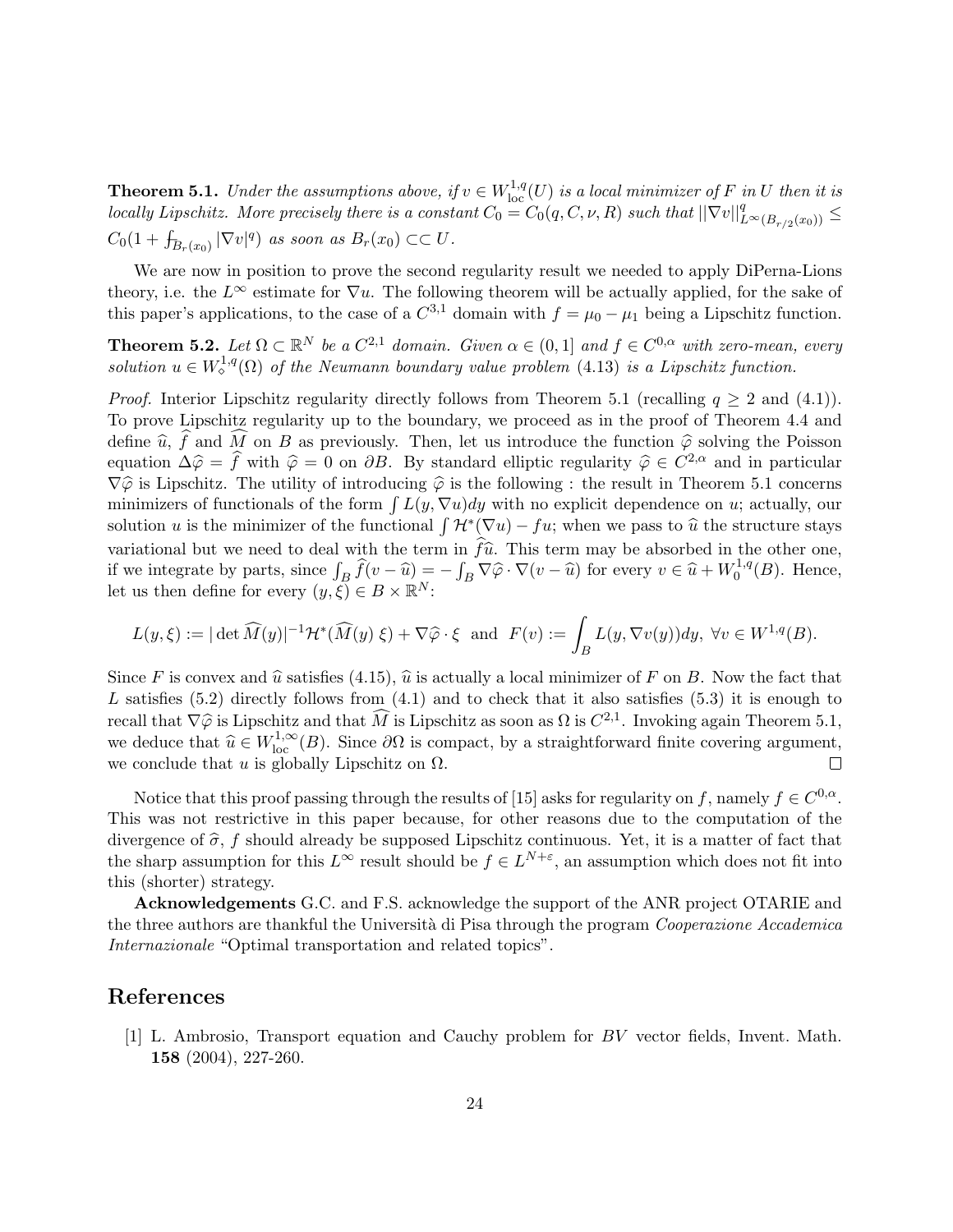**Theorem 5.1.** *Under the assumptions above, if $v \in W^{1,q}_{\mathrm{loc}}(U)$ is a local minimizer of $F$ in $U$ then it is locally Lipschitz. More precisely there is a constant $C_0 = C_0(q, C, \nu, R)$ such that $||\nabla v||^q_{L^\infty(B_{r/2}(x_0))} \leq C_0(1 + \fint_{B_r(x_0)} |\nabla v|^q)$ as soon as $B_r(x_0) \subset\subset U$.*

We are now in position to prove the second regularity result we needed to apply DiPerna-Lions theory, i.e. the $L^\infty$ estimate for $\nabla u$. The following theorem will be actually applied, for the sake of this paper's applications, to the case of a $C^{3,1}$ domain with $f = \mu_0 - \mu_1$ being a Lipschitz function.

**Theorem 5.2.** *Let $\Omega \subset \mathbb{R}^N$ be a $C^{2,1}$ domain. Given $\alpha \in (0,1]$ and $f \in C^{0,\alpha}$ with zero-mean, every solution $u \in W^{1,q}_\diamond(\Omega)$ of the Neumann boundary value problem (4.13) is a Lipschitz function.*

*Proof.* Interior Lipschitz regularity directly follows from Theorem 5.1 (recalling $q \geq 2$ and (4.1)). To prove Lipschitz regularity up to the boundary, we proceed as in the proof of Theorem 4.4 and define $\widehat{u}$, $\widehat{f}$ and $\widehat{M}$ on $B$ as previously. Then, let us introduce the function $\widehat{\varphi}$ solving the Poisson equation $\Delta\widehat{\varphi} = \widehat{f}$ with $\widehat{\varphi} = 0$ on $\partial B$. By standard elliptic regularity $\widehat{\varphi} \in C^{2,\alpha}$ and in particular $\nabla\widehat{\varphi}$ is Lipschitz. The utility of introducing $\widehat{\varphi}$ is the following : the result in Theorem 5.1 concerns minimizers of functionals of the form $\int L(y, \nabla u)dy$ with no explicit dependence on $u$; actually, our solution $u$ is the minimizer of the functional $\int \mathcal{H}^*(\nabla u) - fu$; when we pass to $\widehat{u}$ the structure stays variational but we need to deal with the term in $\widehat{f}\widehat{u}$. This term may be absorbed in the other one, if we integrate by parts, since $\int_B \widehat{f}(v - \widehat{u}) = -\int_B \nabla\widehat{\varphi} \cdot \nabla(v - \widehat{u})$ for every $v \in \widehat{u} + W^{1,q}_0(B)$. Hence, let us then define for every $(y, \xi) \in B \times \mathbb{R}^N$:

$$L(y, \xi) := |\det \widehat{M}(y)|^{-1}\mathcal{H}^*(\widehat{M}(y)\ \xi) + \nabla\widehat{\varphi} \cdot \xi \ \text{ and } \ F(v) := \int_B L(y, \nabla v(y))dy, \ \forall v \in W^{1,q}(B).$$

Since $F$ is convex and $\widehat{u}$ satisfies (4.15), $\widehat{u}$ is actually a local minimizer of $F$ on $B$. Now the fact that $L$ satisfies (5.2) directly follows from (4.1) and to check that it also satisfies (5.3) it is enough to recall that $\nabla\widehat{\varphi}$ is Lipschitz and that $\widehat{M}$ is Lipschitz as soon as $\Omega$ is $C^{2,1}$. Invoking again Theorem 5.1, we deduce that $\widehat{u} \in W^{1,\infty}_{\mathrm{loc}}(B)$. Since $\partial\Omega$ is compact, by a straightforward finite covering argument, we conclude that $u$ is globally Lipschitz on $\Omega$. $\square$

Notice that this proof passing through the results of [15] asks for regularity on $f$, namely $f \in C^{0,\alpha}$. This was not restrictive in this paper because, for other reasons due to the computation of the divergence of $\widehat{\sigma}$, $f$ should already be supposed Lipschitz continuous. Yet, it is a matter of fact that the sharp assumption for this $L^\infty$ result should be $f \in L^{N+\varepsilon}$, an assumption which does not fit into this (shorter) strategy.

**Acknowledgements** G.C. and F.S. acknowledge the support of the ANR project OTARIE and the three authors are thankful the Università di Pisa through the program *Cooperazione Accademica Internazionale* "Optimal transportation and related topics".

# References

[1] L. Ambrosio, Transport equation and Cauchy problem for $BV$ vector fields, Invent. Math. **158** (2004), 227-260.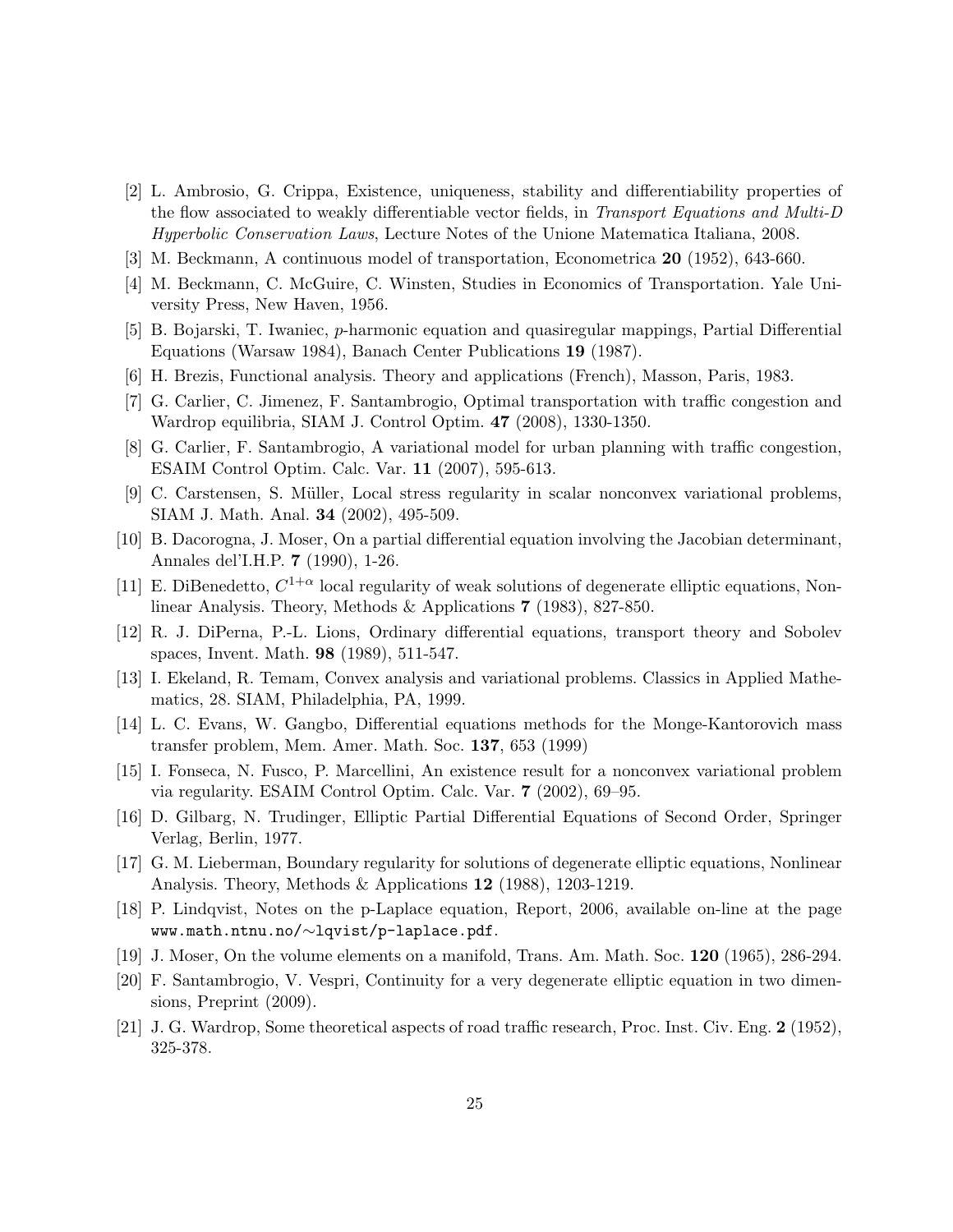[2] L. Ambrosio, G. Crippa, Existence, uniqueness, stability and differentiability properties of the flow associated to weakly differentiable vector fields, in *Transport Equations and Multi-D Hyperbolic Conservation Laws*, Lecture Notes of the Unione Matematica Italiana, 2008.

[3] M. Beckmann, A continuous model of transportation, Econometrica **20** (1952), 643-660.

[4] M. Beckmann, C. McGuire, C. Winsten, Studies in Economics of Transportation. Yale University Press, New Haven, 1956.

[5] B. Bojarski, T. Iwaniec, $p$-harmonic equation and quasiregular mappings, Partial Differential Equations (Warsaw 1984), Banach Center Publications **19** (1987).

[6] H. Brezis, Functional analysis. Theory and applications (French), Masson, Paris, 1983.

[7] G. Carlier, C. Jimenez, F. Santambrogio, Optimal transportation with traffic congestion and Wardrop equilibria, SIAM J. Control Optim. **47** (2008), 1330-1350.

[8] G. Carlier, F. Santambrogio, A variational model for urban planning with traffic congestion, ESAIM Control Optim. Calc. Var. **11** (2007), 595-613.

[9] C. Carstensen, S. Müller, Local stress regularity in scalar nonconvex variational problems, SIAM J. Math. Anal. **34** (2002), 495-509.

[10] B. Dacorogna, J. Moser, On a partial differential equation involving the Jacobian determinant, Annales del'I.H.P. **7** (1990), 1-26.

[11] E. DiBenedetto, $C^{1+\alpha}$ local regularity of weak solutions of degenerate elliptic equations, Nonlinear Analysis. Theory, Methods & Applications **7** (1983), 827-850.

[12] R. J. DiPerna, P.-L. Lions, Ordinary differential equations, transport theory and Sobolev spaces, Invent. Math. **98** (1989), 511-547.

[13] I. Ekeland, R. Temam, Convex analysis and variational problems. Classics in Applied Mathematics, 28. SIAM, Philadelphia, PA, 1999.

[14] L. C. Evans, W. Gangbo, Differential equations methods for the Monge-Kantorovich mass transfer problem, Mem. Amer. Math. Soc. **137**, 653 (1999)

[15] I. Fonseca, N. Fusco, P. Marcellini, An existence result for a nonconvex variational problem via regularity. ESAIM Control Optim. Calc. Var. **7** (2002), 69–95.

[16] D. Gilbarg, N. Trudinger, Elliptic Partial Differential Equations of Second Order, Springer Verlag, Berlin, 1977.

[17] G. M. Lieberman, Boundary regularity for solutions of degenerate elliptic equations, Nonlinear Analysis. Theory, Methods & Applications **12** (1988), 1203-1219.

[18] P. Lindqvist, Notes on the p-Laplace equation, Report, 2006, available on-line at the page `www.math.ntnu.no/~lqvist/p-laplace.pdf`.

[19] J. Moser, On the volume elements on a manifold, Trans. Am. Math. Soc. **120** (1965), 286-294.

[20] F. Santambrogio, V. Vespri, Continuity for a very degenerate elliptic equation in two dimensions, Preprint (2009).

[21] J. G. Wardrop, Some theoretical aspects of road traffic research, Proc. Inst. Civ. Eng. **2** (1952), 325-378.